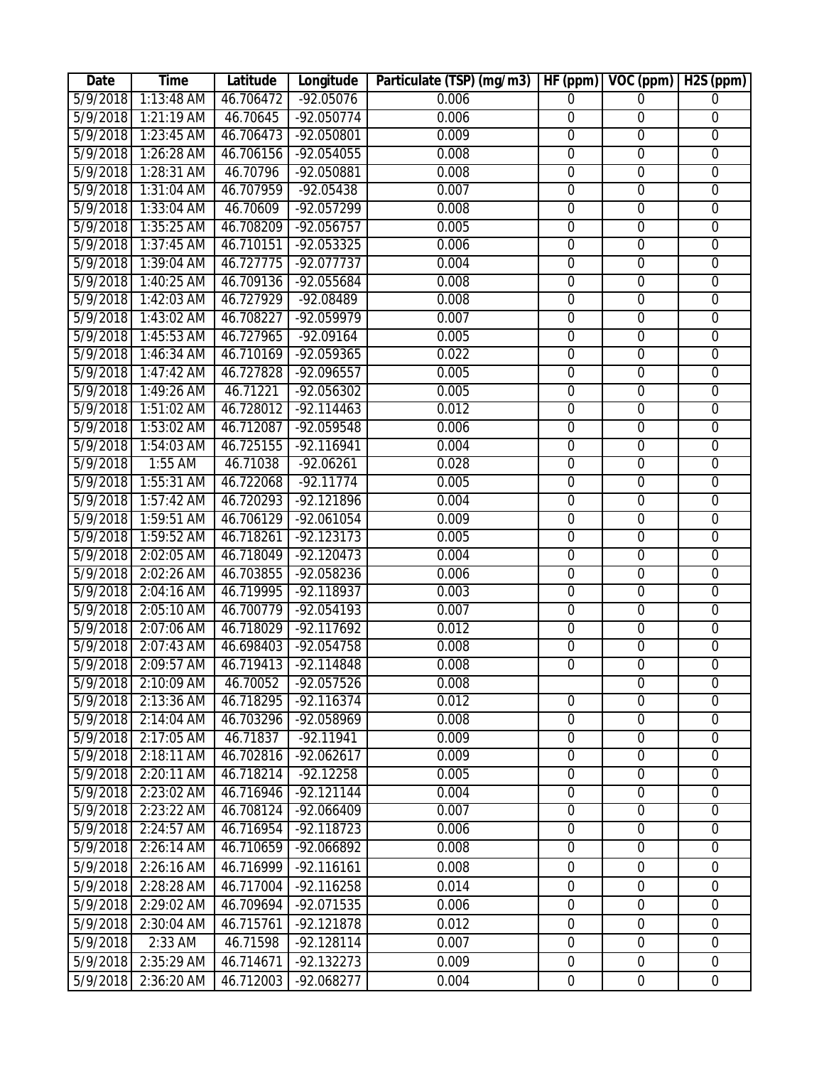| Date | Time | Latitude | Longitude | Particulate (TSP) (mg/m3) | HF (ppm) | VOC (ppm) | H2S (ppm) |
|---|---|---|---|---|---|---|---|
| 5/9/2018 | 1:13:48 AM | 46.706472 | -92.05076 | 0.006 | 0 | 0 | 0 |
| 5/9/2018 | 1:21:19 AM | 46.70645 | -92.050774 | 0.006 | 0 | 0 | 0 |
| 5/9/2018 | 1:23:45 AM | 46.706473 | -92.050801 | 0.009 | 0 | 0 | 0 |
| 5/9/2018 | 1:26:28 AM | 46.706156 | -92.054055 | 0.008 | 0 | 0 | 0 |
| 5/9/2018 | 1:28:31 AM | 46.70796 | -92.050881 | 0.008 | 0 | 0 | 0 |
| 5/9/2018 | 1:31:04 AM | 46.707959 | -92.05438 | 0.007 | 0 | 0 | 0 |
| 5/9/2018 | 1:33:04 AM | 46.70609 | -92.057299 | 0.008 | 0 | 0 | 0 |
| 5/9/2018 | 1:35:25 AM | 46.708209 | -92.056757 | 0.005 | 0 | 0 | 0 |
| 5/9/2018 | 1:37:45 AM | 46.710151 | -92.053325 | 0.006 | 0 | 0 | 0 |
| 5/9/2018 | 1:39:04 AM | 46.727775 | -92.077737 | 0.004 | 0 | 0 | 0 |
| 5/9/2018 | 1:40:25 AM | 46.709136 | -92.055684 | 0.008 | 0 | 0 | 0 |
| 5/9/2018 | 1:42:03 AM | 46.727929 | -92.08489 | 0.008 | 0 | 0 | 0 |
| 5/9/2018 | 1:43:02 AM | 46.708227 | -92.059979 | 0.007 | 0 | 0 | 0 |
| 5/9/2018 | 1:45:53 AM | 46.727965 | -92.09164 | 0.005 | 0 | 0 | 0 |
| 5/9/2018 | 1:46:34 AM | 46.710169 | -92.059365 | 0.022 | 0 | 0 | 0 |
| 5/9/2018 | 1:47:42 AM | 46.727828 | -92.096557 | 0.005 | 0 | 0 | 0 |
| 5/9/2018 | 1:49:26 AM | 46.71221 | -92.056302 | 0.005 | 0 | 0 | 0 |
| 5/9/2018 | 1:51:02 AM | 46.728012 | -92.114463 | 0.012 | 0 | 0 | 0 |
| 5/9/2018 | 1:53:02 AM | 46.712087 | -92.059548 | 0.006 | 0 | 0 | 0 |
| 5/9/2018 | 1:54:03 AM | 46.725155 | -92.116941 | 0.004 | 0 | 0 | 0 |
| 5/9/2018 | 1:55 AM | 46.71038 | -92.06261 | 0.028 | 0 | 0 | 0 |
| 5/9/2018 | 1:55:31 AM | 46.722068 | -92.11774 | 0.005 | 0 | 0 | 0 |
| 5/9/2018 | 1:57:42 AM | 46.720293 | -92.121896 | 0.004 | 0 | 0 | 0 |
| 5/9/2018 | 1:59:51 AM | 46.706129 | -92.061054 | 0.009 | 0 | 0 | 0 |
| 5/9/2018 | 1:59:52 AM | 46.718261 | -92.123173 | 0.005 | 0 | 0 | 0 |
| 5/9/2018 | 2:02:05 AM | 46.718049 | -92.120473 | 0.004 | 0 | 0 | 0 |
| 5/9/2018 | 2:02:26 AM | 46.703855 | -92.058236 | 0.006 | 0 | 0 | 0 |
| 5/9/2018 | 2:04:16 AM | 46.719995 | -92.118937 | 0.003 | 0 | 0 | 0 |
| 5/9/2018 | 2:05:10 AM | 46.700779 | -92.054193 | 0.007 | 0 | 0 | 0 |
| 5/9/2018 | 2:07:06 AM | 46.718029 | -92.117692 | 0.012 | 0 | 0 | 0 |
| 5/9/2018 | 2:07:43 AM | 46.698403 | -92.054758 | 0.008 | 0 | 0 | 0 |
| 5/9/2018 | 2:09:57 AM | 46.719413 | -92.114848 | 0.008 | 0 | 0 | 0 |
| 5/9/2018 | 2:10:09 AM | 46.70052 | -92.057526 | 0.008 | | 0 | 0 |
| 5/9/2018 | 2:13:36 AM | 46.718295 | -92.116374 | 0.012 | 0 | 0 | 0 |
| 5/9/2018 | 2:14:04 AM | 46.703296 | -92.058969 | 0.008 | 0 | 0 | 0 |
| 5/9/2018 | 2:17:05 AM | 46.71837 | -92.11941 | 0.009 | 0 | 0 | 0 |
| 5/9/2018 | 2:18:11 AM | 46.702816 | -92.062617 | 0.009 | 0 | 0 | 0 |
| 5/9/2018 | 2:20:11 AM | 46.718214 | -92.12258 | 0.005 | 0 | 0 | 0 |
| 5/9/2018 | 2:23:02 AM | 46.716946 | -92.121144 | 0.004 | 0 | 0 | 0 |
| 5/9/2018 | 2:23:22 AM | 46.708124 | -92.066409 | 0.007 | 0 | 0 | 0 |
| 5/9/2018 | 2:24:57 AM | 46.716954 | -92.118723 | 0.006 | 0 | 0 | 0 |
| 5/9/2018 | 2:26:14 AM | 46.710659 | -92.066892 | 0.008 | 0 | 0 | 0 |
| 5/9/2018 | 2:26:16 AM | 46.716999 | -92.116161 | 0.008 | 0 | 0 | 0 |
| 5/9/2018 | 2:28:28 AM | 46.717004 | -92.116258 | 0.014 | 0 | 0 | 0 |
| 5/9/2018 | 2:29:02 AM | 46.709694 | -92.071535 | 0.006 | 0 | 0 | 0 |
| 5/9/2018 | 2:30:04 AM | 46.715761 | -92.121878 | 0.012 | 0 | 0 | 0 |
| 5/9/2018 | 2:33 AM | 46.71598 | -92.128114 | 0.007 | 0 | 0 | 0 |
| 5/9/2018 | 2:35:29 AM | 46.714671 | -92.132273 | 0.009 | 0 | 0 | 0 |
| 5/9/2018 | 2:36:20 AM | 46.712003 | -92.068277 | 0.004 | 0 | 0 | 0 |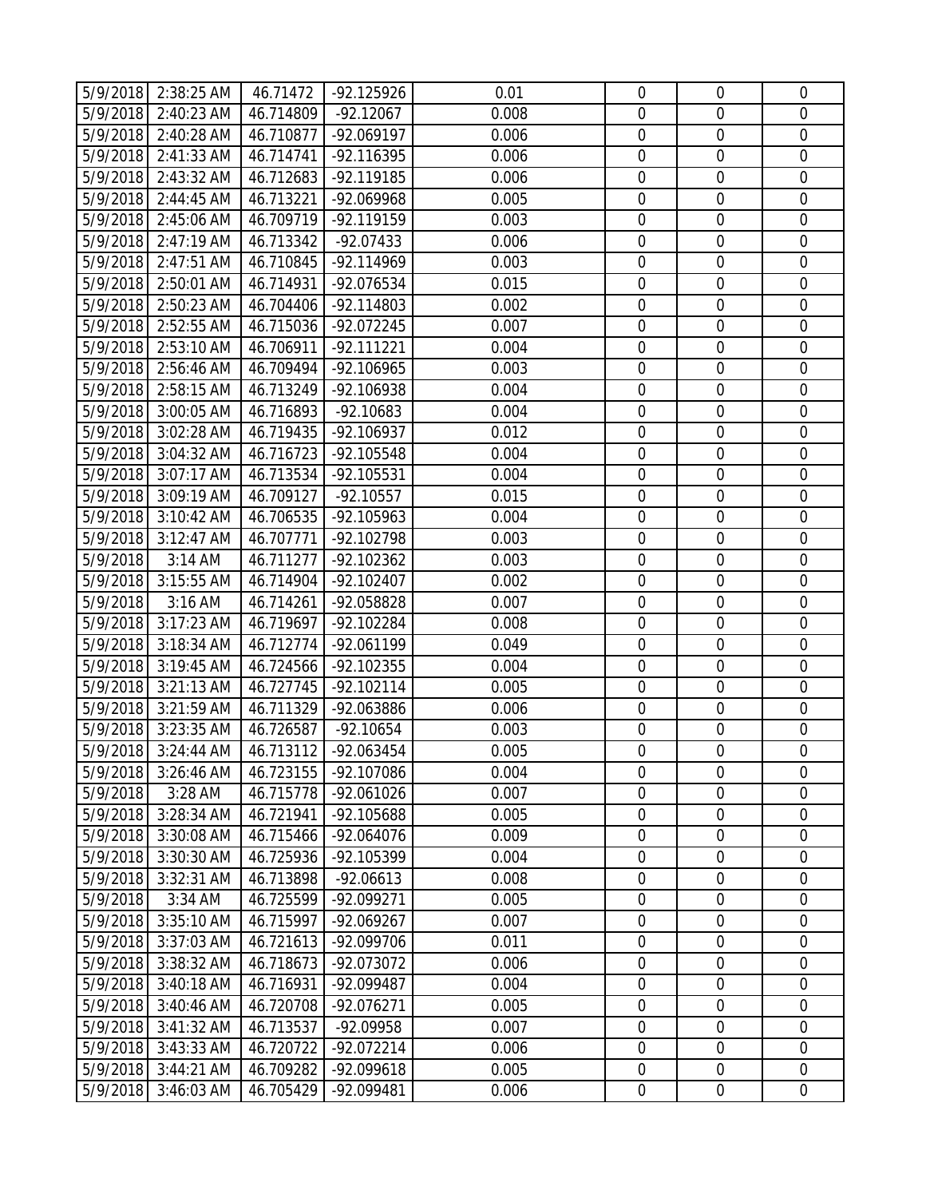| | | | | | | | |
|---|---|---|---|---|---|---|---|
| 5/9/2018 | 2:38:25 AM | 46.71472 | -92.125926 | 0.01 | 0 | 0 | 0 |
| 5/9/2018 | 2:40:23 AM | 46.714809 | -92.12067 | 0.008 | 0 | 0 | 0 |
| 5/9/2018 | 2:40:28 AM | 46.710877 | -92.069197 | 0.006 | 0 | 0 | 0 |
| 5/9/2018 | 2:41:33 AM | 46.714741 | -92.116395 | 0.006 | 0 | 0 | 0 |
| 5/9/2018 | 2:43:32 AM | 46.712683 | -92.119185 | 0.006 | 0 | 0 | 0 |
| 5/9/2018 | 2:44:45 AM | 46.713221 | -92.069968 | 0.005 | 0 | 0 | 0 |
| 5/9/2018 | 2:45:06 AM | 46.709719 | -92.119159 | 0.003 | 0 | 0 | 0 |
| 5/9/2018 | 2:47:19 AM | 46.713342 | -92.07433 | 0.006 | 0 | 0 | 0 |
| 5/9/2018 | 2:47:51 AM | 46.710845 | -92.114969 | 0.003 | 0 | 0 | 0 |
| 5/9/2018 | 2:50:01 AM | 46.714931 | -92.076534 | 0.015 | 0 | 0 | 0 |
| 5/9/2018 | 2:50:23 AM | 46.704406 | -92.114803 | 0.002 | 0 | 0 | 0 |
| 5/9/2018 | 2:52:55 AM | 46.715036 | -92.072245 | 0.007 | 0 | 0 | 0 |
| 5/9/2018 | 2:53:10 AM | 46.706911 | -92.111221 | 0.004 | 0 | 0 | 0 |
| 5/9/2018 | 2:56:46 AM | 46.709494 | -92.106965 | 0.003 | 0 | 0 | 0 |
| 5/9/2018 | 2:58:15 AM | 46.713249 | -92.106938 | 0.004 | 0 | 0 | 0 |
| 5/9/2018 | 3:00:05 AM | 46.716893 | -92.10683 | 0.004 | 0 | 0 | 0 |
| 5/9/2018 | 3:02:28 AM | 46.719435 | -92.106937 | 0.012 | 0 | 0 | 0 |
| 5/9/2018 | 3:04:32 AM | 46.716723 | -92.105548 | 0.004 | 0 | 0 | 0 |
| 5/9/2018 | 3:07:17 AM | 46.713534 | -92.105531 | 0.004 | 0 | 0 | 0 |
| 5/9/2018 | 3:09:19 AM | 46.709127 | -92.10557 | 0.015 | 0 | 0 | 0 |
| 5/9/2018 | 3:10:42 AM | 46.706535 | -92.105963 | 0.004 | 0 | 0 | 0 |
| 5/9/2018 | 3:12:47 AM | 46.707771 | -92.102798 | 0.003 | 0 | 0 | 0 |
| 5/9/2018 | 3:14 AM | 46.711277 | -92.102362 | 0.003 | 0 | 0 | 0 |
| 5/9/2018 | 3:15:55 AM | 46.714904 | -92.102407 | 0.002 | 0 | 0 | 0 |
| 5/9/2018 | 3:16 AM | 46.714261 | -92.058828 | 0.007 | 0 | 0 | 0 |
| 5/9/2018 | 3:17:23 AM | 46.719697 | -92.102284 | 0.008 | 0 | 0 | 0 |
| 5/9/2018 | 3:18:34 AM | 46.712774 | -92.061199 | 0.049 | 0 | 0 | 0 |
| 5/9/2018 | 3:19:45 AM | 46.724566 | -92.102355 | 0.004 | 0 | 0 | 0 |
| 5/9/2018 | 3:21:13 AM | 46.727745 | -92.102114 | 0.005 | 0 | 0 | 0 |
| 5/9/2018 | 3:21:59 AM | 46.711329 | -92.063886 | 0.006 | 0 | 0 | 0 |
| 5/9/2018 | 3:23:35 AM | 46.726587 | -92.10654 | 0.003 | 0 | 0 | 0 |
| 5/9/2018 | 3:24:44 AM | 46.713112 | -92.063454 | 0.005 | 0 | 0 | 0 |
| 5/9/2018 | 3:26:46 AM | 46.723155 | -92.107086 | 0.004 | 0 | 0 | 0 |
| 5/9/2018 | 3:28 AM | 46.715778 | -92.061026 | 0.007 | 0 | 0 | 0 |
| 5/9/2018 | 3:28:34 AM | 46.721941 | -92.105688 | 0.005 | 0 | 0 | 0 |
| 5/9/2018 | 3:30:08 AM | 46.715466 | -92.064076 | 0.009 | 0 | 0 | 0 |
| 5/9/2018 | 3:30:30 AM | 46.725936 | -92.105399 | 0.004 | 0 | 0 | 0 |
| 5/9/2018 | 3:32:31 AM | 46.713898 | -92.06613 | 0.008 | 0 | 0 | 0 |
| 5/9/2018 | 3:34 AM | 46.725599 | -92.099271 | 0.005 | 0 | 0 | 0 |
| 5/9/2018 | 3:35:10 AM | 46.715997 | -92.069267 | 0.007 | 0 | 0 | 0 |
| 5/9/2018 | 3:37:03 AM | 46.721613 | -92.099706 | 0.011 | 0 | 0 | 0 |
| 5/9/2018 | 3:38:32 AM | 46.718673 | -92.073072 | 0.006 | 0 | 0 | 0 |
| 5/9/2018 | 3:40:18 AM | 46.716931 | -92.099487 | 0.004 | 0 | 0 | 0 |
| 5/9/2018 | 3:40:46 AM | 46.720708 | -92.076271 | 0.005 | 0 | 0 | 0 |
| 5/9/2018 | 3:41:32 AM | 46.713537 | -92.09958 | 0.007 | 0 | 0 | 0 |
| 5/9/2018 | 3:43:33 AM | 46.720722 | -92.072214 | 0.006 | 0 | 0 | 0 |
| 5/9/2018 | 3:44:21 AM | 46.709282 | -92.099618 | 0.005 | 0 | 0 | 0 |
| 5/9/2018 | 3:46:03 AM | 46.705429 | -92.099481 | 0.006 | 0 | 0 | 0 |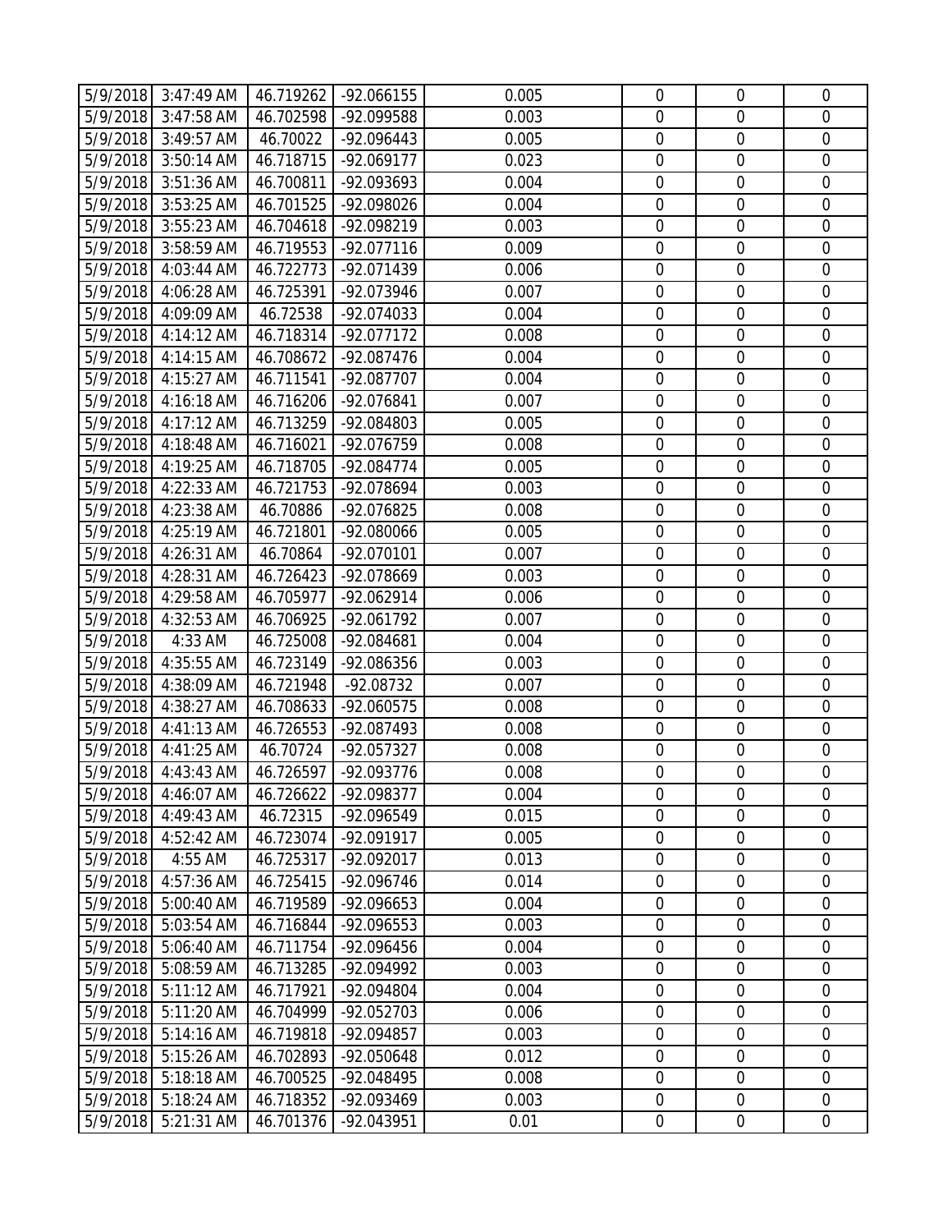| 5/9/2018 | 3:47:49 AM | 46.719262 | -92.066155 | 0.005 | 0 | 0 | 0 |
|---|---|---|---|---|---|---|---|
| 5/9/2018 | 3:47:58 AM | 46.702598 | -92.099588 | 0.003 | 0 | 0 | 0 |
| 5/9/2018 | 3:49:57 AM | 46.70022 | -92.096443 | 0.005 | 0 | 0 | 0 |
| 5/9/2018 | 3:50:14 AM | 46.718715 | -92.069177 | 0.023 | 0 | 0 | 0 |
| 5/9/2018 | 3:51:36 AM | 46.700811 | -92.093693 | 0.004 | 0 | 0 | 0 |
| 5/9/2018 | 3:53:25 AM | 46.701525 | -92.098026 | 0.004 | 0 | 0 | 0 |
| 5/9/2018 | 3:55:23 AM | 46.704618 | -92.098219 | 0.003 | 0 | 0 | 0 |
| 5/9/2018 | 3:58:59 AM | 46.719553 | -92.077116 | 0.009 | 0 | 0 | 0 |
| 5/9/2018 | 4:03:44 AM | 46.722773 | -92.071439 | 0.006 | 0 | 0 | 0 |
| 5/9/2018 | 4:06:28 AM | 46.725391 | -92.073946 | 0.007 | 0 | 0 | 0 |
| 5/9/2018 | 4:09:09 AM | 46.72538 | -92.074033 | 0.004 | 0 | 0 | 0 |
| 5/9/2018 | 4:14:12 AM | 46.718314 | -92.077172 | 0.008 | 0 | 0 | 0 |
| 5/9/2018 | 4:14:15 AM | 46.708672 | -92.087476 | 0.004 | 0 | 0 | 0 |
| 5/9/2018 | 4:15:27 AM | 46.711541 | -92.087707 | 0.004 | 0 | 0 | 0 |
| 5/9/2018 | 4:16:18 AM | 46.716206 | -92.076841 | 0.007 | 0 | 0 | 0 |
| 5/9/2018 | 4:17:12 AM | 46.713259 | -92.084803 | 0.005 | 0 | 0 | 0 |
| 5/9/2018 | 4:18:48 AM | 46.716021 | -92.076759 | 0.008 | 0 | 0 | 0 |
| 5/9/2018 | 4:19:25 AM | 46.718705 | -92.084774 | 0.005 | 0 | 0 | 0 |
| 5/9/2018 | 4:22:33 AM | 46.721753 | -92.078694 | 0.003 | 0 | 0 | 0 |
| 5/9/2018 | 4:23:38 AM | 46.70886 | -92.076825 | 0.008 | 0 | 0 | 0 |
| 5/9/2018 | 4:25:19 AM | 46.721801 | -92.080066 | 0.005 | 0 | 0 | 0 |
| 5/9/2018 | 4:26:31 AM | 46.70864 | -92.070101 | 0.007 | 0 | 0 | 0 |
| 5/9/2018 | 4:28:31 AM | 46.726423 | -92.078669 | 0.003 | 0 | 0 | 0 |
| 5/9/2018 | 4:29:58 AM | 46.705977 | -92.062914 | 0.006 | 0 | 0 | 0 |
| 5/9/2018 | 4:32:53 AM | 46.706925 | -92.061792 | 0.007 | 0 | 0 | 0 |
| 5/9/2018 | 4:33 AM | 46.725008 | -92.084681 | 0.004 | 0 | 0 | 0 |
| 5/9/2018 | 4:35:55 AM | 46.723149 | -92.086356 | 0.003 | 0 | 0 | 0 |
| 5/9/2018 | 4:38:09 AM | 46.721948 | -92.08732 | 0.007 | 0 | 0 | 0 |
| 5/9/2018 | 4:38:27 AM | 46.708633 | -92.060575 | 0.008 | 0 | 0 | 0 |
| 5/9/2018 | 4:41:13 AM | 46.726553 | -92.087493 | 0.008 | 0 | 0 | 0 |
| 5/9/2018 | 4:41:25 AM | 46.70724 | -92.057327 | 0.008 | 0 | 0 | 0 |
| 5/9/2018 | 4:43:43 AM | 46.726597 | -92.093776 | 0.008 | 0 | 0 | 0 |
| 5/9/2018 | 4:46:07 AM | 46.726622 | -92.098377 | 0.004 | 0 | 0 | 0 |
| 5/9/2018 | 4:49:43 AM | 46.72315 | -92.096549 | 0.015 | 0 | 0 | 0 |
| 5/9/2018 | 4:52:42 AM | 46.723074 | -92.091917 | 0.005 | 0 | 0 | 0 |
| 5/9/2018 | 4:55 AM | 46.725317 | -92.092017 | 0.013 | 0 | 0 | 0 |
| 5/9/2018 | 4:57:36 AM | 46.725415 | -92.096746 | 0.014 | 0 | 0 | 0 |
| 5/9/2018 | 5:00:40 AM | 46.719589 | -92.096653 | 0.004 | 0 | 0 | 0 |
| 5/9/2018 | 5:03:54 AM | 46.716844 | -92.096553 | 0.003 | 0 | 0 | 0 |
| 5/9/2018 | 5:06:40 AM | 46.711754 | -92.096456 | 0.004 | 0 | 0 | 0 |
| 5/9/2018 | 5:08:59 AM | 46.713285 | -92.094992 | 0.003 | 0 | 0 | 0 |
| 5/9/2018 | 5:11:12 AM | 46.717921 | -92.094804 | 0.004 | 0 | 0 | 0 |
| 5/9/2018 | 5:11:20 AM | 46.704999 | -92.052703 | 0.006 | 0 | 0 | 0 |
| 5/9/2018 | 5:14:16 AM | 46.719818 | -92.094857 | 0.003 | 0 | 0 | 0 |
| 5/9/2018 | 5:15:26 AM | 46.702893 | -92.050648 | 0.012 | 0 | 0 | 0 |
| 5/9/2018 | 5:18:18 AM | 46.700525 | -92.048495 | 0.008 | 0 | 0 | 0 |
| 5/9/2018 | 5:18:24 AM | 46.718352 | -92.093469 | 0.003 | 0 | 0 | 0 |
| 5/9/2018 | 5:21:31 AM | 46.701376 | -92.043951 | 0.01 | 0 | 0 | 0 |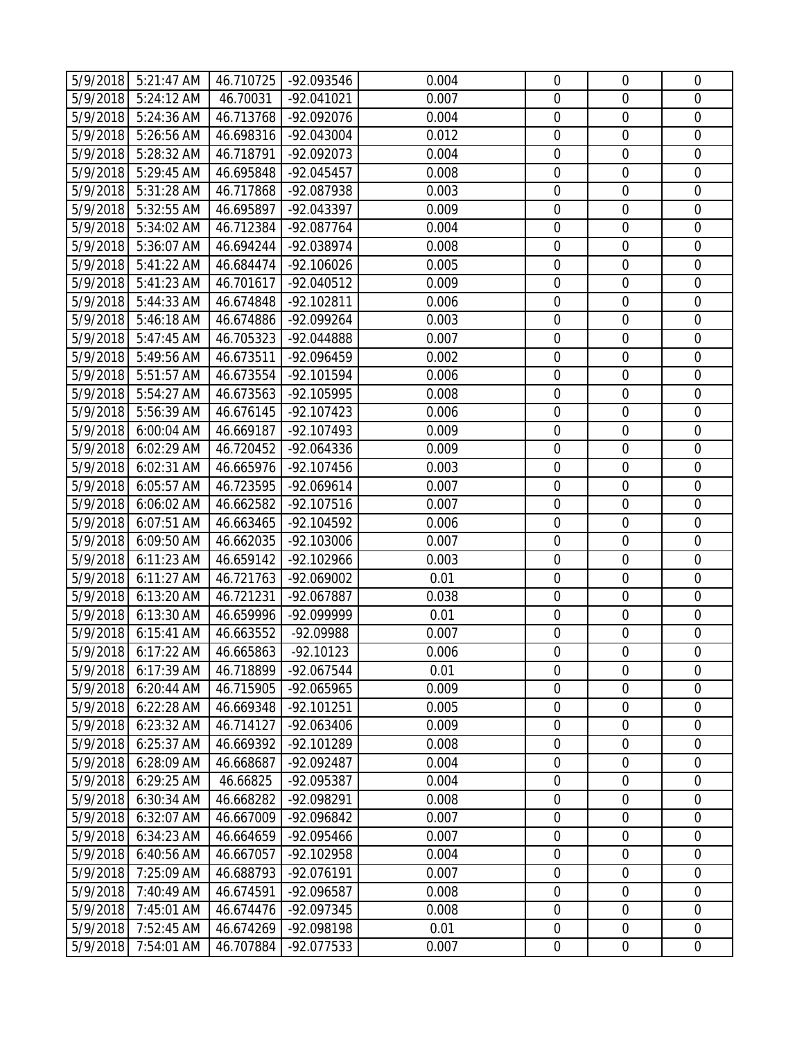| 5/9/2018 | 5:21:47 AM | 46.710725 | -92.093546 | 0.004 | 0 | 0 | 0 |
|---|---|---|---|---|---|---|---|
| 5/9/2018 | 5:24:12 AM | 46.70031 | -92.041021 | 0.007 | 0 | 0 | 0 |
| 5/9/2018 | 5:24:36 AM | 46.713768 | -92.092076 | 0.004 | 0 | 0 | 0 |
| 5/9/2018 | 5:26:56 AM | 46.698316 | -92.043004 | 0.012 | 0 | 0 | 0 |
| 5/9/2018 | 5:28:32 AM | 46.718791 | -92.092073 | 0.004 | 0 | 0 | 0 |
| 5/9/2018 | 5:29:45 AM | 46.695848 | -92.045457 | 0.008 | 0 | 0 | 0 |
| 5/9/2018 | 5:31:28 AM | 46.717868 | -92.087938 | 0.003 | 0 | 0 | 0 |
| 5/9/2018 | 5:32:55 AM | 46.695897 | -92.043397 | 0.009 | 0 | 0 | 0 |
| 5/9/2018 | 5:34:02 AM | 46.712384 | -92.087764 | 0.004 | 0 | 0 | 0 |
| 5/9/2018 | 5:36:07 AM | 46.694244 | -92.038974 | 0.008 | 0 | 0 | 0 |
| 5/9/2018 | 5:41:22 AM | 46.684474 | -92.106026 | 0.005 | 0 | 0 | 0 |
| 5/9/2018 | 5:41:23 AM | 46.701617 | -92.040512 | 0.009 | 0 | 0 | 0 |
| 5/9/2018 | 5:44:33 AM | 46.674848 | -92.102811 | 0.006 | 0 | 0 | 0 |
| 5/9/2018 | 5:46:18 AM | 46.674886 | -92.099264 | 0.003 | 0 | 0 | 0 |
| 5/9/2018 | 5:47:45 AM | 46.705323 | -92.044888 | 0.007 | 0 | 0 | 0 |
| 5/9/2018 | 5:49:56 AM | 46.673511 | -92.096459 | 0.002 | 0 | 0 | 0 |
| 5/9/2018 | 5:51:57 AM | 46.673554 | -92.101594 | 0.006 | 0 | 0 | 0 |
| 5/9/2018 | 5:54:27 AM | 46.673563 | -92.105995 | 0.008 | 0 | 0 | 0 |
| 5/9/2018 | 5:56:39 AM | 46.676145 | -92.107423 | 0.006 | 0 | 0 | 0 |
| 5/9/2018 | 6:00:04 AM | 46.669187 | -92.107493 | 0.009 | 0 | 0 | 0 |
| 5/9/2018 | 6:02:29 AM | 46.720452 | -92.064336 | 0.009 | 0 | 0 | 0 |
| 5/9/2018 | 6:02:31 AM | 46.665976 | -92.107456 | 0.003 | 0 | 0 | 0 |
| 5/9/2018 | 6:05:57 AM | 46.723595 | -92.069614 | 0.007 | 0 | 0 | 0 |
| 5/9/2018 | 6:06:02 AM | 46.662582 | -92.107516 | 0.007 | 0 | 0 | 0 |
| 5/9/2018 | 6:07:51 AM | 46.663465 | -92.104592 | 0.006 | 0 | 0 | 0 |
| 5/9/2018 | 6:09:50 AM | 46.662035 | -92.103006 | 0.007 | 0 | 0 | 0 |
| 5/9/2018 | 6:11:23 AM | 46.659142 | -92.102966 | 0.003 | 0 | 0 | 0 |
| 5/9/2018 | 6:11:27 AM | 46.721763 | -92.069002 | 0.01 | 0 | 0 | 0 |
| 5/9/2018 | 6:13:20 AM | 46.721231 | -92.067887 | 0.038 | 0 | 0 | 0 |
| 5/9/2018 | 6:13:30 AM | 46.659996 | -92.099999 | 0.01 | 0 | 0 | 0 |
| 5/9/2018 | 6:15:41 AM | 46.663552 | -92.09988 | 0.007 | 0 | 0 | 0 |
| 5/9/2018 | 6:17:22 AM | 46.665863 | -92.10123 | 0.006 | 0 | 0 | 0 |
| 5/9/2018 | 6:17:39 AM | 46.718899 | -92.067544 | 0.01 | 0 | 0 | 0 |
| 5/9/2018 | 6:20:44 AM | 46.715905 | -92.065965 | 0.009 | 0 | 0 | 0 |
| 5/9/2018 | 6:22:28 AM | 46.669348 | -92.101251 | 0.005 | 0 | 0 | 0 |
| 5/9/2018 | 6:23:32 AM | 46.714127 | -92.063406 | 0.009 | 0 | 0 | 0 |
| 5/9/2018 | 6:25:37 AM | 46.669392 | -92.101289 | 0.008 | 0 | 0 | 0 |
| 5/9/2018 | 6:28:09 AM | 46.668687 | -92.092487 | 0.004 | 0 | 0 | 0 |
| 5/9/2018 | 6:29:25 AM | 46.66825 | -92.095387 | 0.004 | 0 | 0 | 0 |
| 5/9/2018 | 6:30:34 AM | 46.668282 | -92.098291 | 0.008 | 0 | 0 | 0 |
| 5/9/2018 | 6:32:07 AM | 46.667009 | -92.096842 | 0.007 | 0 | 0 | 0 |
| 5/9/2018 | 6:34:23 AM | 46.664659 | -92.095466 | 0.007 | 0 | 0 | 0 |
| 5/9/2018 | 6:40:56 AM | 46.667057 | -92.102958 | 0.004 | 0 | 0 | 0 |
| 5/9/2018 | 7:25:09 AM | 46.688793 | -92.076191 | 0.007 | 0 | 0 | 0 |
| 5/9/2018 | 7:40:49 AM | 46.674591 | -92.096587 | 0.008 | 0 | 0 | 0 |
| 5/9/2018 | 7:45:01 AM | 46.674476 | -92.097345 | 0.008 | 0 | 0 | 0 |
| 5/9/2018 | 7:52:45 AM | 46.674269 | -92.098198 | 0.01 | 0 | 0 | 0 |
| 5/9/2018 | 7:54:01 AM | 46.707884 | -92.077533 | 0.007 | 0 | 0 | 0 |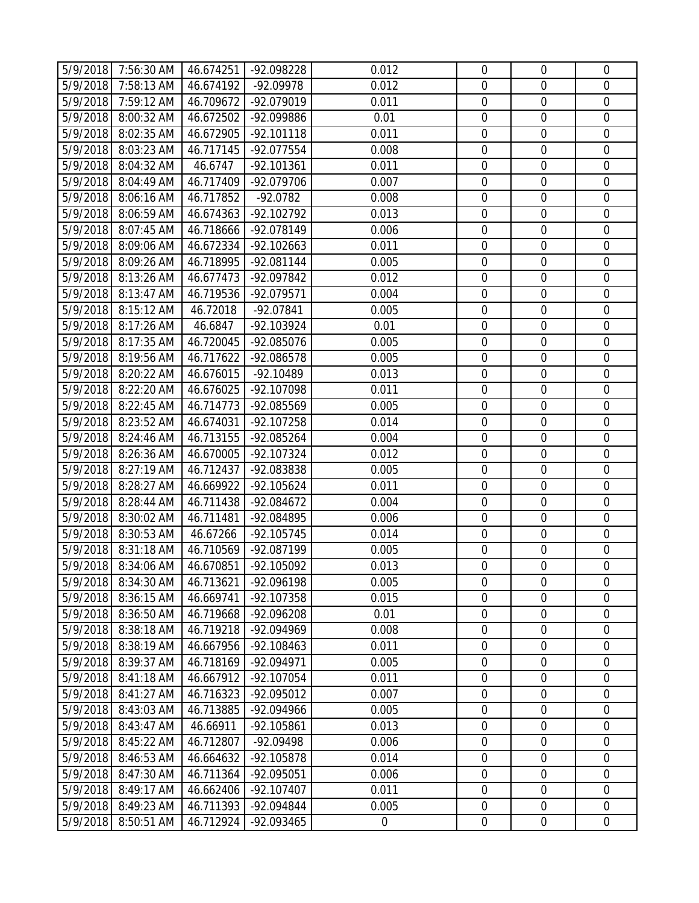| | | | | | | | |
|---|---|---|---|---|---|---|---|
| 5/9/2018 | 7:56:30 AM | 46.674251 | -92.098228 | 0.012 | 0 | 0 | 0 |
| 5/9/2018 | 7:58:13 AM | 46.674192 | -92.09978 | 0.012 | 0 | 0 | 0 |
| 5/9/2018 | 7:59:12 AM | 46.709672 | -92.079019 | 0.011 | 0 | 0 | 0 |
| 5/9/2018 | 8:00:32 AM | 46.672502 | -92.099886 | 0.01 | 0 | 0 | 0 |
| 5/9/2018 | 8:02:35 AM | 46.672905 | -92.101118 | 0.011 | 0 | 0 | 0 |
| 5/9/2018 | 8:03:23 AM | 46.717145 | -92.077554 | 0.008 | 0 | 0 | 0 |
| 5/9/2018 | 8:04:32 AM | 46.6747 | -92.101361 | 0.011 | 0 | 0 | 0 |
| 5/9/2018 | 8:04:49 AM | 46.717409 | -92.079706 | 0.007 | 0 | 0 | 0 |
| 5/9/2018 | 8:06:16 AM | 46.717852 | -92.0782 | 0.008 | 0 | 0 | 0 |
| 5/9/2018 | 8:06:59 AM | 46.674363 | -92.102792 | 0.013 | 0 | 0 | 0 |
| 5/9/2018 | 8:07:45 AM | 46.718666 | -92.078149 | 0.006 | 0 | 0 | 0 |
| 5/9/2018 | 8:09:06 AM | 46.672334 | -92.102663 | 0.011 | 0 | 0 | 0 |
| 5/9/2018 | 8:09:26 AM | 46.718995 | -92.081144 | 0.005 | 0 | 0 | 0 |
| 5/9/2018 | 8:13:26 AM | 46.677473 | -92.097842 | 0.012 | 0 | 0 | 0 |
| 5/9/2018 | 8:13:47 AM | 46.719536 | -92.079571 | 0.004 | 0 | 0 | 0 |
| 5/9/2018 | 8:15:12 AM | 46.72018 | -92.07841 | 0.005 | 0 | 0 | 0 |
| 5/9/2018 | 8:17:26 AM | 46.6847 | -92.103924 | 0.01 | 0 | 0 | 0 |
| 5/9/2018 | 8:17:35 AM | 46.720045 | -92.085076 | 0.005 | 0 | 0 | 0 |
| 5/9/2018 | 8:19:56 AM | 46.717622 | -92.086578 | 0.005 | 0 | 0 | 0 |
| 5/9/2018 | 8:20:22 AM | 46.676015 | -92.10489 | 0.013 | 0 | 0 | 0 |
| 5/9/2018 | 8:22:20 AM | 46.676025 | -92.107098 | 0.011 | 0 | 0 | 0 |
| 5/9/2018 | 8:22:45 AM | 46.714773 | -92.085569 | 0.005 | 0 | 0 | 0 |
| 5/9/2018 | 8:23:52 AM | 46.674031 | -92.107258 | 0.014 | 0 | 0 | 0 |
| 5/9/2018 | 8:24:46 AM | 46.713155 | -92.085264 | 0.004 | 0 | 0 | 0 |
| 5/9/2018 | 8:26:36 AM | 46.670005 | -92.107324 | 0.012 | 0 | 0 | 0 |
| 5/9/2018 | 8:27:19 AM | 46.712437 | -92.083838 | 0.005 | 0 | 0 | 0 |
| 5/9/2018 | 8:28:27 AM | 46.669922 | -92.105624 | 0.011 | 0 | 0 | 0 |
| 5/9/2018 | 8:28:44 AM | 46.711438 | -92.084672 | 0.004 | 0 | 0 | 0 |
| 5/9/2018 | 8:30:02 AM | 46.711481 | -92.084895 | 0.006 | 0 | 0 | 0 |
| 5/9/2018 | 8:30:53 AM | 46.67266 | -92.105745 | 0.014 | 0 | 0 | 0 |
| 5/9/2018 | 8:31:18 AM | 46.710569 | -92.087199 | 0.005 | 0 | 0 | 0 |
| 5/9/2018 | 8:34:06 AM | 46.670851 | -92.105092 | 0.013 | 0 | 0 | 0 |
| 5/9/2018 | 8:34:30 AM | 46.713621 | -92.096198 | 0.005 | 0 | 0 | 0 |
| 5/9/2018 | 8:36:15 AM | 46.669741 | -92.107358 | 0.015 | 0 | 0 | 0 |
| 5/9/2018 | 8:36:50 AM | 46.719668 | -92.096208 | 0.01 | 0 | 0 | 0 |
| 5/9/2018 | 8:38:18 AM | 46.719218 | -92.094969 | 0.008 | 0 | 0 | 0 |
| 5/9/2018 | 8:38:19 AM | 46.667956 | -92.108463 | 0.011 | 0 | 0 | 0 |
| 5/9/2018 | 8:39:37 AM | 46.718169 | -92.094971 | 0.005 | 0 | 0 | 0 |
| 5/9/2018 | 8:41:18 AM | 46.667912 | -92.107054 | 0.011 | 0 | 0 | 0 |
| 5/9/2018 | 8:41:27 AM | 46.716323 | -92.095012 | 0.007 | 0 | 0 | 0 |
| 5/9/2018 | 8:43:03 AM | 46.713885 | -92.094966 | 0.005 | 0 | 0 | 0 |
| 5/9/2018 | 8:43:47 AM | 46.66911 | -92.105861 | 0.013 | 0 | 0 | 0 |
| 5/9/2018 | 8:45:22 AM | 46.712807 | -92.09498 | 0.006 | 0 | 0 | 0 |
| 5/9/2018 | 8:46:53 AM | 46.664632 | -92.105878 | 0.014 | 0 | 0 | 0 |
| 5/9/2018 | 8:47:30 AM | 46.711364 | -92.095051 | 0.006 | 0 | 0 | 0 |
| 5/9/2018 | 8:49:17 AM | 46.662406 | -92.107407 | 0.011 | 0 | 0 | 0 |
| 5/9/2018 | 8:49:23 AM | 46.711393 | -92.094844 | 0.005 | 0 | 0 | 0 |
| 5/9/2018 | 8:50:51 AM | 46.712924 | -92.093465 | 0 | 0 | 0 | 0 |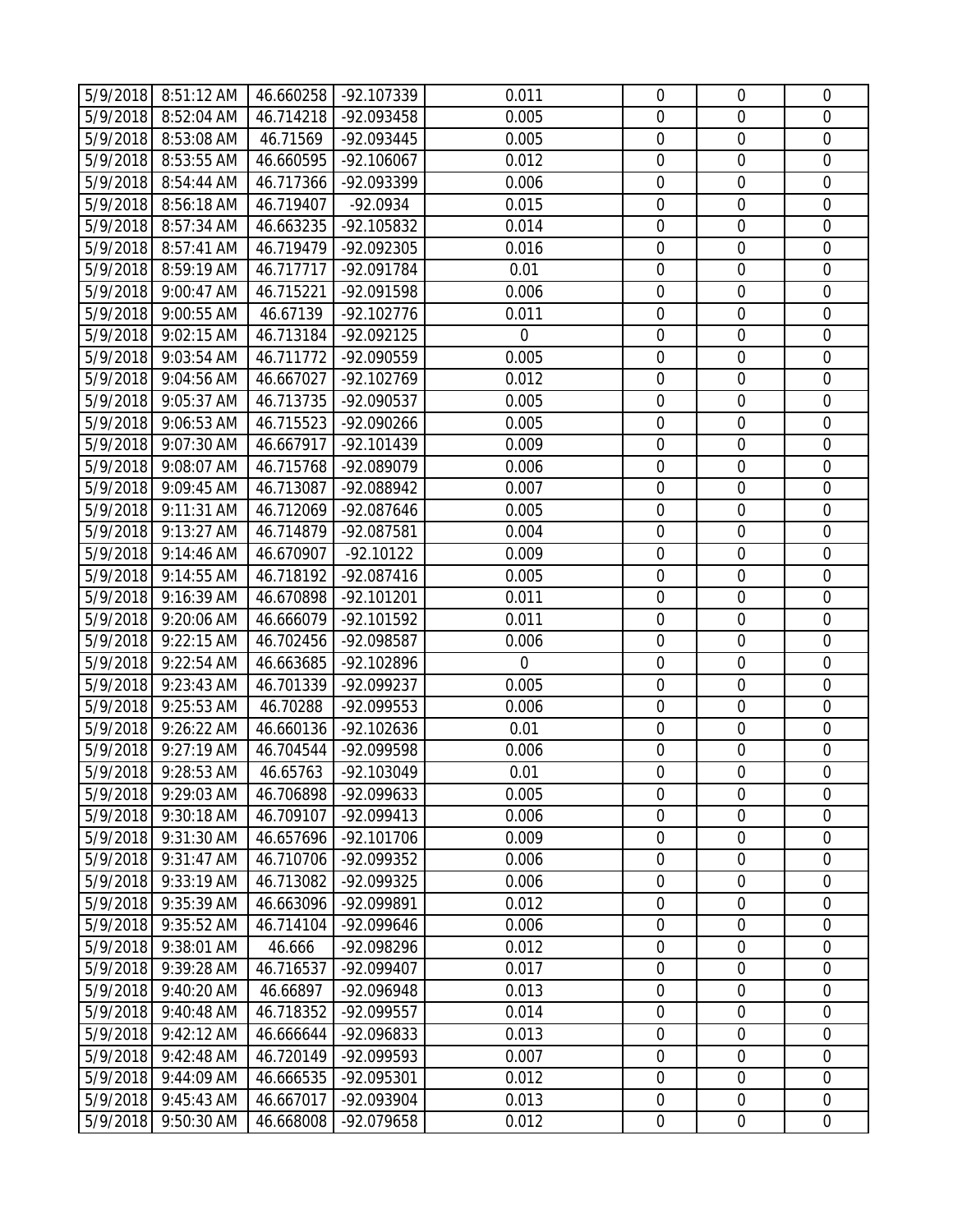| | | | | | | | |
|---|---|---|---|---|---|---|---|
| 5/9/2018 | 8:51:12 AM | 46.660258 | -92.107339 | 0.011 | 0 | 0 | 0 |
| 5/9/2018 | 8:52:04 AM | 46.714218 | -92.093458 | 0.005 | 0 | 0 | 0 |
| 5/9/2018 | 8:53:08 AM | 46.71569 | -92.093445 | 0.005 | 0 | 0 | 0 |
| 5/9/2018 | 8:53:55 AM | 46.660595 | -92.106067 | 0.012 | 0 | 0 | 0 |
| 5/9/2018 | 8:54:44 AM | 46.717366 | -92.093399 | 0.006 | 0 | 0 | 0 |
| 5/9/2018 | 8:56:18 AM | 46.719407 | -92.0934 | 0.015 | 0 | 0 | 0 |
| 5/9/2018 | 8:57:34 AM | 46.663235 | -92.105832 | 0.014 | 0 | 0 | 0 |
| 5/9/2018 | 8:57:41 AM | 46.719479 | -92.092305 | 0.016 | 0 | 0 | 0 |
| 5/9/2018 | 8:59:19 AM | 46.717717 | -92.091784 | 0.01 | 0 | 0 | 0 |
| 5/9/2018 | 9:00:47 AM | 46.715221 | -92.091598 | 0.006 | 0 | 0 | 0 |
| 5/9/2018 | 9:00:55 AM | 46.67139 | -92.102776 | 0.011 | 0 | 0 | 0 |
| 5/9/2018 | 9:02:15 AM | 46.713184 | -92.092125 | 0 | 0 | 0 | 0 |
| 5/9/2018 | 9:03:54 AM | 46.711772 | -92.090559 | 0.005 | 0 | 0 | 0 |
| 5/9/2018 | 9:04:56 AM | 46.667027 | -92.102769 | 0.012 | 0 | 0 | 0 |
| 5/9/2018 | 9:05:37 AM | 46.713735 | -92.090537 | 0.005 | 0 | 0 | 0 |
| 5/9/2018 | 9:06:53 AM | 46.715523 | -92.090266 | 0.005 | 0 | 0 | 0 |
| 5/9/2018 | 9:07:30 AM | 46.667917 | -92.101439 | 0.009 | 0 | 0 | 0 |
| 5/9/2018 | 9:08:07 AM | 46.715768 | -92.089079 | 0.006 | 0 | 0 | 0 |
| 5/9/2018 | 9:09:45 AM | 46.713087 | -92.088942 | 0.007 | 0 | 0 | 0 |
| 5/9/2018 | 9:11:31 AM | 46.712069 | -92.087646 | 0.005 | 0 | 0 | 0 |
| 5/9/2018 | 9:13:27 AM | 46.714879 | -92.087581 | 0.004 | 0 | 0 | 0 |
| 5/9/2018 | 9:14:46 AM | 46.670907 | -92.10122 | 0.009 | 0 | 0 | 0 |
| 5/9/2018 | 9:14:55 AM | 46.718192 | -92.087416 | 0.005 | 0 | 0 | 0 |
| 5/9/2018 | 9:16:39 AM | 46.670898 | -92.101201 | 0.011 | 0 | 0 | 0 |
| 5/9/2018 | 9:20:06 AM | 46.666079 | -92.101592 | 0.011 | 0 | 0 | 0 |
| 5/9/2018 | 9:22:15 AM | 46.702456 | -92.098587 | 0.006 | 0 | 0 | 0 |
| 5/9/2018 | 9:22:54 AM | 46.663685 | -92.102896 | 0 | 0 | 0 | 0 |
| 5/9/2018 | 9:23:43 AM | 46.701339 | -92.099237 | 0.005 | 0 | 0 | 0 |
| 5/9/2018 | 9:25:53 AM | 46.70288 | -92.099553 | 0.006 | 0 | 0 | 0 |
| 5/9/2018 | 9:26:22 AM | 46.660136 | -92.102636 | 0.01 | 0 | 0 | 0 |
| 5/9/2018 | 9:27:19 AM | 46.704544 | -92.099598 | 0.006 | 0 | 0 | 0 |
| 5/9/2018 | 9:28:53 AM | 46.65763 | -92.103049 | 0.01 | 0 | 0 | 0 |
| 5/9/2018 | 9:29:03 AM | 46.706898 | -92.099633 | 0.005 | 0 | 0 | 0 |
| 5/9/2018 | 9:30:18 AM | 46.709107 | -92.099413 | 0.006 | 0 | 0 | 0 |
| 5/9/2018 | 9:31:30 AM | 46.657696 | -92.101706 | 0.009 | 0 | 0 | 0 |
| 5/9/2018 | 9:31:47 AM | 46.710706 | -92.099352 | 0.006 | 0 | 0 | 0 |
| 5/9/2018 | 9:33:19 AM | 46.713082 | -92.099325 | 0.006 | 0 | 0 | 0 |
| 5/9/2018 | 9:35:39 AM | 46.663096 | -92.099891 | 0.012 | 0 | 0 | 0 |
| 5/9/2018 | 9:35:52 AM | 46.714104 | -92.099646 | 0.006 | 0 | 0 | 0 |
| 5/9/2018 | 9:38:01 AM | 46.666 | -92.098296 | 0.012 | 0 | 0 | 0 |
| 5/9/2018 | 9:39:28 AM | 46.716537 | -92.099407 | 0.017 | 0 | 0 | 0 |
| 5/9/2018 | 9:40:20 AM | 46.66897 | -92.096948 | 0.013 | 0 | 0 | 0 |
| 5/9/2018 | 9:40:48 AM | 46.718352 | -92.099557 | 0.014 | 0 | 0 | 0 |
| 5/9/2018 | 9:42:12 AM | 46.666644 | -92.096833 | 0.013 | 0 | 0 | 0 |
| 5/9/2018 | 9:42:48 AM | 46.720149 | -92.099593 | 0.007 | 0 | 0 | 0 |
| 5/9/2018 | 9:44:09 AM | 46.666535 | -92.095301 | 0.012 | 0 | 0 | 0 |
| 5/9/2018 | 9:45:43 AM | 46.667017 | -92.093904 | 0.013 | 0 | 0 | 0 |
| 5/9/2018 | 9:50:30 AM | 46.668008 | -92.079658 | 0.012 | 0 | 0 | 0 |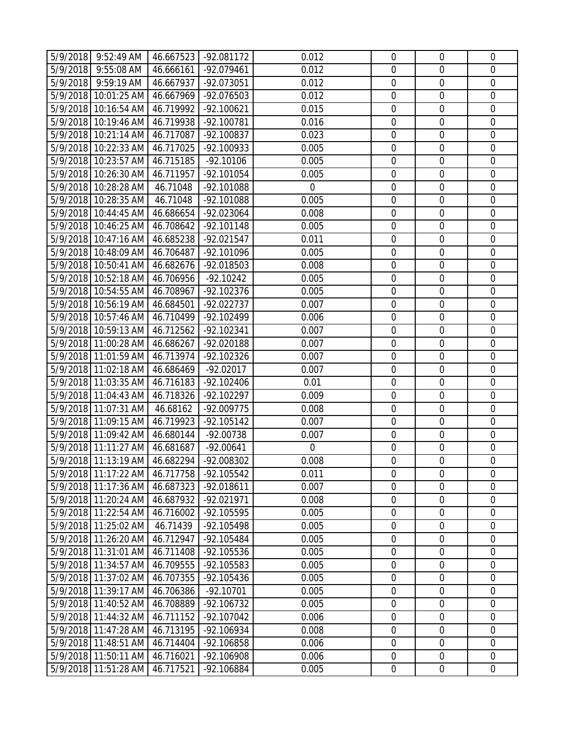| | | | | | | | |
|---|---|---|---|---|---|---|---|
| 5/9/2018 | 9:52:49 AM | 46.667523 | -92.081172 | 0.012 | 0 | 0 | 0 |
| 5/9/2018 | 9:55:08 AM | 46.666161 | -92.079461 | 0.012 | 0 | 0 | 0 |
| 5/9/2018 | 9:59:19 AM | 46.667937 | -92.073051 | 0.012 | 0 | 0 | 0 |
| 5/9/2018 | 10:01:25 AM | 46.667969 | -92.076503 | 0.012 | 0 | 0 | 0 |
| 5/9/2018 | 10:16:54 AM | 46.719992 | -92.100621 | 0.015 | 0 | 0 | 0 |
| 5/9/2018 | 10:19:46 AM | 46.719938 | -92.100781 | 0.016 | 0 | 0 | 0 |
| 5/9/2018 | 10:21:14 AM | 46.717087 | -92.100837 | 0.023 | 0 | 0 | 0 |
| 5/9/2018 | 10:22:33 AM | 46.717025 | -92.100933 | 0.005 | 0 | 0 | 0 |
| 5/9/2018 | 10:23:57 AM | 46.715185 | -92.10106 | 0.005 | 0 | 0 | 0 |
| 5/9/2018 | 10:26:30 AM | 46.711957 | -92.101054 | 0.005 | 0 | 0 | 0 |
| 5/9/2018 | 10:28:28 AM | 46.71048 | -92.101088 | 0 | 0 | 0 | 0 |
| 5/9/2018 | 10:28:35 AM | 46.71048 | -92.101088 | 0.005 | 0 | 0 | 0 |
| 5/9/2018 | 10:44:45 AM | 46.686654 | -92.023064 | 0.008 | 0 | 0 | 0 |
| 5/9/2018 | 10:46:25 AM | 46.708642 | -92.101148 | 0.005 | 0 | 0 | 0 |
| 5/9/2018 | 10:47:16 AM | 46.685238 | -92.021547 | 0.011 | 0 | 0 | 0 |
| 5/9/2018 | 10:48:09 AM | 46.706487 | -92.101096 | 0.005 | 0 | 0 | 0 |
| 5/9/2018 | 10:50:41 AM | 46.682676 | -92.018503 | 0.008 | 0 | 0 | 0 |
| 5/9/2018 | 10:52:18 AM | 46.706956 | -92.10242 | 0.005 | 0 | 0 | 0 |
| 5/9/2018 | 10:54:55 AM | 46.708967 | -92.102376 | 0.005 | 0 | 0 | 0 |
| 5/9/2018 | 10:56:19 AM | 46.684501 | -92.022737 | 0.007 | 0 | 0 | 0 |
| 5/9/2018 | 10:57:46 AM | 46.710499 | -92.102499 | 0.006 | 0 | 0 | 0 |
| 5/9/2018 | 10:59:13 AM | 46.712562 | -92.102341 | 0.007 | 0 | 0 | 0 |
| 5/9/2018 | 11:00:28 AM | 46.686267 | -92.020188 | 0.007 | 0 | 0 | 0 |
| 5/9/2018 | 11:01:59 AM | 46.713974 | -92.102326 | 0.007 | 0 | 0 | 0 |
| 5/9/2018 | 11:02:18 AM | 46.686469 | -92.02017 | 0.007 | 0 | 0 | 0 |
| 5/9/2018 | 11:03:35 AM | 46.716183 | -92.102406 | 0.01 | 0 | 0 | 0 |
| 5/9/2018 | 11:04:43 AM | 46.718326 | -92.102297 | 0.009 | 0 | 0 | 0 |
| 5/9/2018 | 11:07:31 AM | 46.68162 | -92.009775 | 0.008 | 0 | 0 | 0 |
| 5/9/2018 | 11:09:15 AM | 46.719923 | -92.105142 | 0.007 | 0 | 0 | 0 |
| 5/9/2018 | 11:09:42 AM | 46.680144 | -92.00738 | 0.007 | 0 | 0 | 0 |
| 5/9/2018 | 11:11:27 AM | 46.681687 | -92.00641 | 0 | 0 | 0 | 0 |
| 5/9/2018 | 11:13:19 AM | 46.682294 | -92.008302 | 0.008 | 0 | 0 | 0 |
| 5/9/2018 | 11:17:22 AM | 46.717758 | -92.105542 | 0.011 | 0 | 0 | 0 |
| 5/9/2018 | 11:17:36 AM | 46.687323 | -92.018611 | 0.007 | 0 | 0 | 0 |
| 5/9/2018 | 11:20:24 AM | 46.687932 | -92.021971 | 0.008 | 0 | 0 | 0 |
| 5/9/2018 | 11:22:54 AM | 46.716002 | -92.105595 | 0.005 | 0 | 0 | 0 |
| 5/9/2018 | 11:25:02 AM | 46.71439 | -92.105498 | 0.005 | 0 | 0 | 0 |
| 5/9/2018 | 11:26:20 AM | 46.712947 | -92.105484 | 0.005 | 0 | 0 | 0 |
| 5/9/2018 | 11:31:01 AM | 46.711408 | -92.105536 | 0.005 | 0 | 0 | 0 |
| 5/9/2018 | 11:34:57 AM | 46.709555 | -92.105583 | 0.005 | 0 | 0 | 0 |
| 5/9/2018 | 11:37:02 AM | 46.707355 | -92.105436 | 0.005 | 0 | 0 | 0 |
| 5/9/2018 | 11:39:17 AM | 46.706386 | -92.10701 | 0.005 | 0 | 0 | 0 |
| 5/9/2018 | 11:40:52 AM | 46.708889 | -92.106732 | 0.005 | 0 | 0 | 0 |
| 5/9/2018 | 11:44:32 AM | 46.711152 | -92.107042 | 0.006 | 0 | 0 | 0 |
| 5/9/2018 | 11:47:28 AM | 46.713195 | -92.106934 | 0.008 | 0 | 0 | 0 |
| 5/9/2018 | 11:48:51 AM | 46.714404 | -92.106858 | 0.006 | 0 | 0 | 0 |
| 5/9/2018 | 11:50:11 AM | 46.716021 | -92.106908 | 0.006 | 0 | 0 | 0 |
| 5/9/2018 | 11:51:28 AM | 46.717521 | -92.106884 | 0.005 | 0 | 0 | 0 |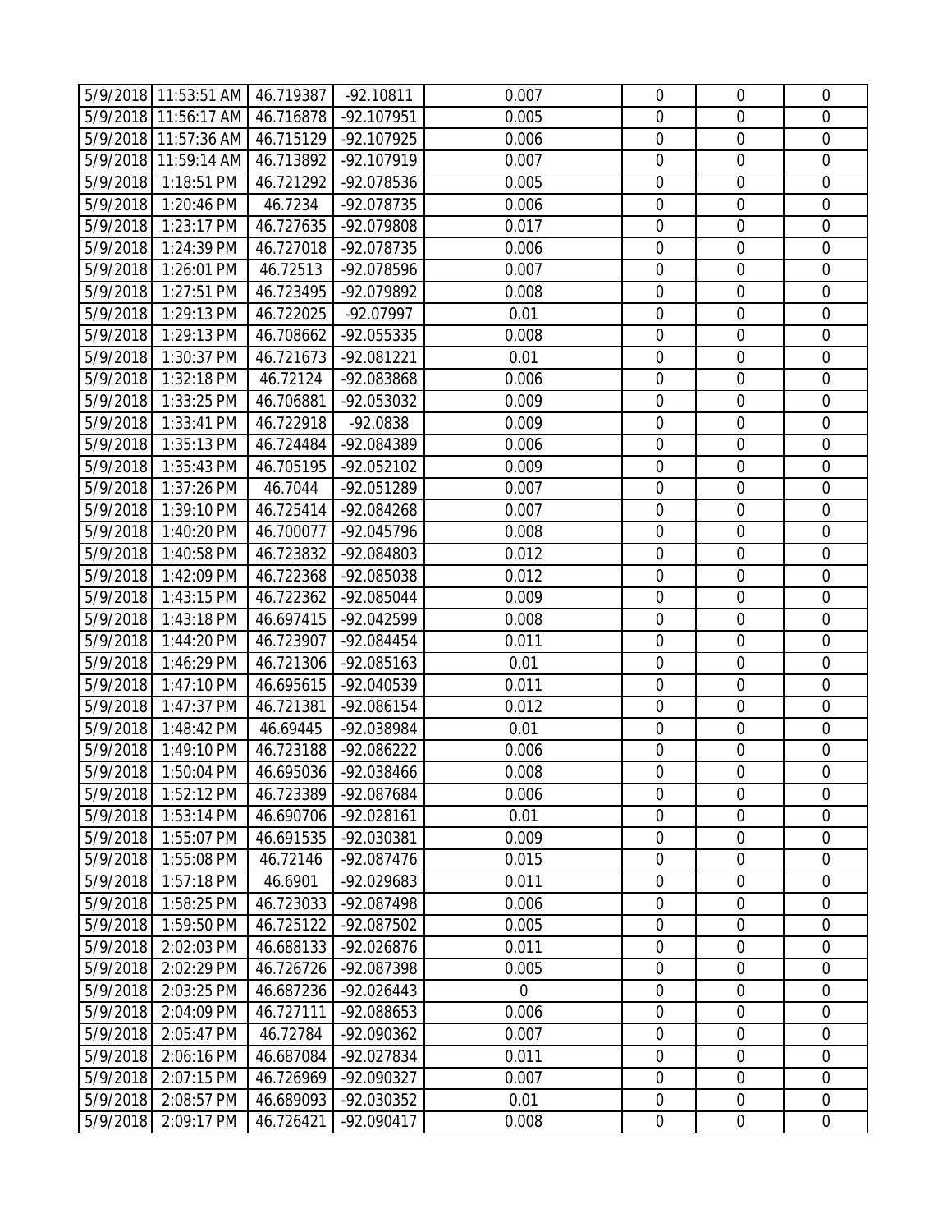| | | | | | | | |
|---|---|---|---|---|---|---|---|
| 5/9/2018 | 11:53:51 AM | 46.719387 | -92.10811 | 0.007 | 0 | 0 | 0 |
| 5/9/2018 | 11:56:17 AM | 46.716878 | -92.107951 | 0.005 | 0 | 0 | 0 |
| 5/9/2018 | 11:57:36 AM | 46.715129 | -92.107925 | 0.006 | 0 | 0 | 0 |
| 5/9/2018 | 11:59:14 AM | 46.713892 | -92.107919 | 0.007 | 0 | 0 | 0 |
| 5/9/2018 | 1:18:51 PM | 46.721292 | -92.078536 | 0.005 | 0 | 0 | 0 |
| 5/9/2018 | 1:20:46 PM | 46.7234 | -92.078735 | 0.006 | 0 | 0 | 0 |
| 5/9/2018 | 1:23:17 PM | 46.727635 | -92.079808 | 0.017 | 0 | 0 | 0 |
| 5/9/2018 | 1:24:39 PM | 46.727018 | -92.078735 | 0.006 | 0 | 0 | 0 |
| 5/9/2018 | 1:26:01 PM | 46.72513 | -92.078596 | 0.007 | 0 | 0 | 0 |
| 5/9/2018 | 1:27:51 PM | 46.723495 | -92.079892 | 0.008 | 0 | 0 | 0 |
| 5/9/2018 | 1:29:13 PM | 46.722025 | -92.07997 | 0.01 | 0 | 0 | 0 |
| 5/9/2018 | 1:29:13 PM | 46.708662 | -92.055335 | 0.008 | 0 | 0 | 0 |
| 5/9/2018 | 1:30:37 PM | 46.721673 | -92.081221 | 0.01 | 0 | 0 | 0 |
| 5/9/2018 | 1:32:18 PM | 46.72124 | -92.083868 | 0.006 | 0 | 0 | 0 |
| 5/9/2018 | 1:33:25 PM | 46.706881 | -92.053032 | 0.009 | 0 | 0 | 0 |
| 5/9/2018 | 1:33:41 PM | 46.722918 | -92.0838 | 0.009 | 0 | 0 | 0 |
| 5/9/2018 | 1:35:13 PM | 46.724484 | -92.084389 | 0.006 | 0 | 0 | 0 |
| 5/9/2018 | 1:35:43 PM | 46.705195 | -92.052102 | 0.009 | 0 | 0 | 0 |
| 5/9/2018 | 1:37:26 PM | 46.7044 | -92.051289 | 0.007 | 0 | 0 | 0 |
| 5/9/2018 | 1:39:10 PM | 46.725414 | -92.084268 | 0.007 | 0 | 0 | 0 |
| 5/9/2018 | 1:40:20 PM | 46.700077 | -92.045796 | 0.008 | 0 | 0 | 0 |
| 5/9/2018 | 1:40:58 PM | 46.723832 | -92.084803 | 0.012 | 0 | 0 | 0 |
| 5/9/2018 | 1:42:09 PM | 46.722368 | -92.085038 | 0.012 | 0 | 0 | 0 |
| 5/9/2018 | 1:43:15 PM | 46.722362 | -92.085044 | 0.009 | 0 | 0 | 0 |
| 5/9/2018 | 1:43:18 PM | 46.697415 | -92.042599 | 0.008 | 0 | 0 | 0 |
| 5/9/2018 | 1:44:20 PM | 46.723907 | -92.084454 | 0.011 | 0 | 0 | 0 |
| 5/9/2018 | 1:46:29 PM | 46.721306 | -92.085163 | 0.01 | 0 | 0 | 0 |
| 5/9/2018 | 1:47:10 PM | 46.695615 | -92.040539 | 0.011 | 0 | 0 | 0 |
| 5/9/2018 | 1:47:37 PM | 46.721381 | -92.086154 | 0.012 | 0 | 0 | 0 |
| 5/9/2018 | 1:48:42 PM | 46.69445 | -92.038984 | 0.01 | 0 | 0 | 0 |
| 5/9/2018 | 1:49:10 PM | 46.723188 | -92.086222 | 0.006 | 0 | 0 | 0 |
| 5/9/2018 | 1:50:04 PM | 46.695036 | -92.038466 | 0.008 | 0 | 0 | 0 |
| 5/9/2018 | 1:52:12 PM | 46.723389 | -92.087684 | 0.006 | 0 | 0 | 0 |
| 5/9/2018 | 1:53:14 PM | 46.690706 | -92.028161 | 0.01 | 0 | 0 | 0 |
| 5/9/2018 | 1:55:07 PM | 46.691535 | -92.030381 | 0.009 | 0 | 0 | 0 |
| 5/9/2018 | 1:55:08 PM | 46.72146 | -92.087476 | 0.015 | 0 | 0 | 0 |
| 5/9/2018 | 1:57:18 PM | 46.6901 | -92.029683 | 0.011 | 0 | 0 | 0 |
| 5/9/2018 | 1:58:25 PM | 46.723033 | -92.087498 | 0.006 | 0 | 0 | 0 |
| 5/9/2018 | 1:59:50 PM | 46.725122 | -92.087502 | 0.005 | 0 | 0 | 0 |
| 5/9/2018 | 2:02:03 PM | 46.688133 | -92.026876 | 0.011 | 0 | 0 | 0 |
| 5/9/2018 | 2:02:29 PM | 46.726726 | -92.087398 | 0.005 | 0 | 0 | 0 |
| 5/9/2018 | 2:03:25 PM | 46.687236 | -92.026443 | 0 | 0 | 0 | 0 |
| 5/9/2018 | 2:04:09 PM | 46.727111 | -92.088653 | 0.006 | 0 | 0 | 0 |
| 5/9/2018 | 2:05:47 PM | 46.72784 | -92.090362 | 0.007 | 0 | 0 | 0 |
| 5/9/2018 | 2:06:16 PM | 46.687084 | -92.027834 | 0.011 | 0 | 0 | 0 |
| 5/9/2018 | 2:07:15 PM | 46.726969 | -92.090327 | 0.007 | 0 | 0 | 0 |
| 5/9/2018 | 2:08:57 PM | 46.689093 | -92.030352 | 0.01 | 0 | 0 | 0 |
| 5/9/2018 | 2:09:17 PM | 46.726421 | -92.090417 | 0.008 | 0 | 0 | 0 |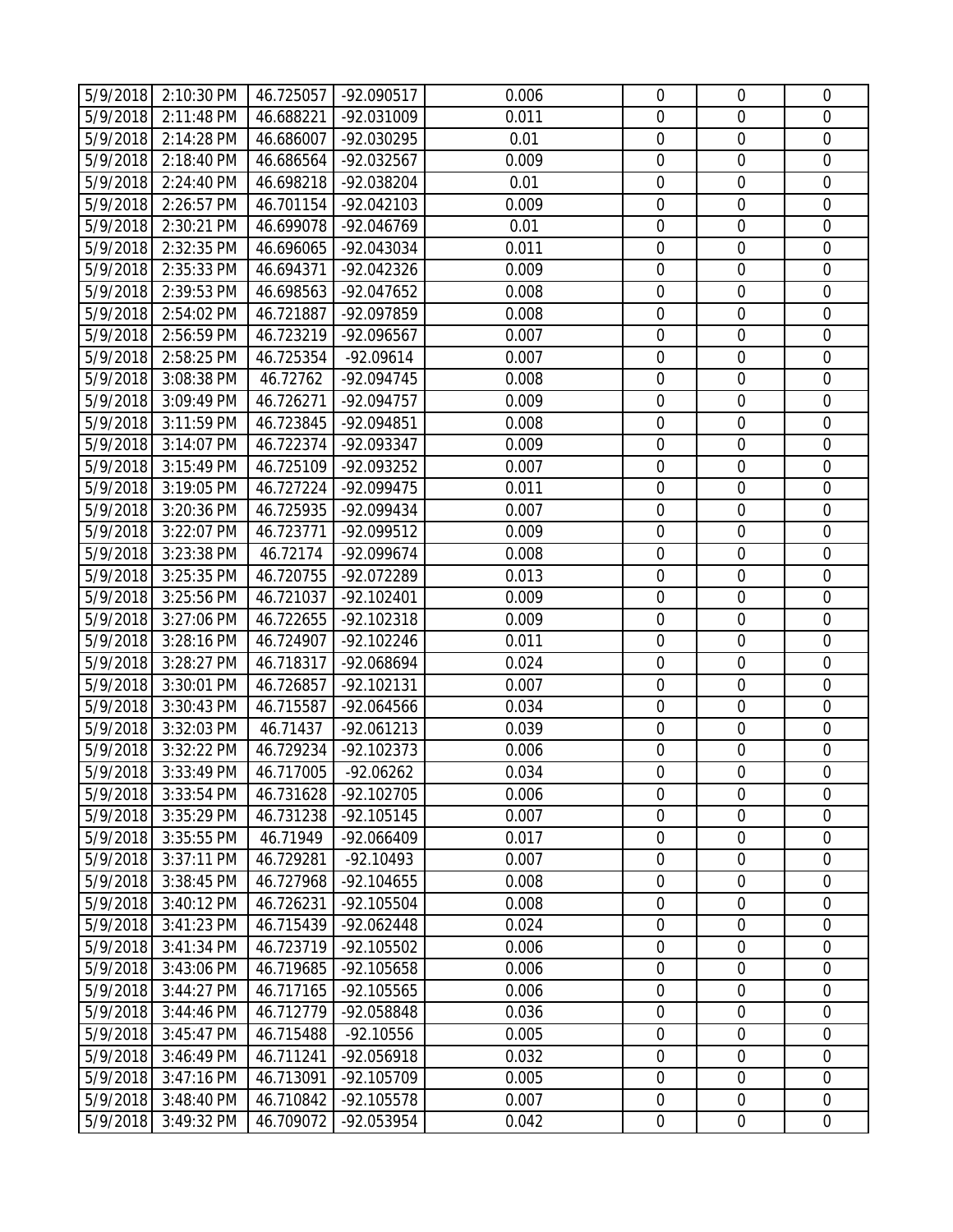| | | | | | | | |
|---|---|---|---|---|---|---|---|
| 5/9/2018 | 2:10:30 PM | 46.725057 | -92.090517 | 0.006 | 0 | 0 | 0 |
| 5/9/2018 | 2:11:48 PM | 46.688221 | -92.031009 | 0.011 | 0 | 0 | 0 |
| 5/9/2018 | 2:14:28 PM | 46.686007 | -92.030295 | 0.01 | 0 | 0 | 0 |
| 5/9/2018 | 2:18:40 PM | 46.686564 | -92.032567 | 0.009 | 0 | 0 | 0 |
| 5/9/2018 | 2:24:40 PM | 46.698218 | -92.038204 | 0.01 | 0 | 0 | 0 |
| 5/9/2018 | 2:26:57 PM | 46.701154 | -92.042103 | 0.009 | 0 | 0 | 0 |
| 5/9/2018 | 2:30:21 PM | 46.699078 | -92.046769 | 0.01 | 0 | 0 | 0 |
| 5/9/2018 | 2:32:35 PM | 46.696065 | -92.043034 | 0.011 | 0 | 0 | 0 |
| 5/9/2018 | 2:35:33 PM | 46.694371 | -92.042326 | 0.009 | 0 | 0 | 0 |
| 5/9/2018 | 2:39:53 PM | 46.698563 | -92.047652 | 0.008 | 0 | 0 | 0 |
| 5/9/2018 | 2:54:02 PM | 46.721887 | -92.097859 | 0.008 | 0 | 0 | 0 |
| 5/9/2018 | 2:56:59 PM | 46.723219 | -92.096567 | 0.007 | 0 | 0 | 0 |
| 5/9/2018 | 2:58:25 PM | 46.725354 | -92.09614 | 0.007 | 0 | 0 | 0 |
| 5/9/2018 | 3:08:38 PM | 46.72762 | -92.094745 | 0.008 | 0 | 0 | 0 |
| 5/9/2018 | 3:09:49 PM | 46.726271 | -92.094757 | 0.009 | 0 | 0 | 0 |
| 5/9/2018 | 3:11:59 PM | 46.723845 | -92.094851 | 0.008 | 0 | 0 | 0 |
| 5/9/2018 | 3:14:07 PM | 46.722374 | -92.093347 | 0.009 | 0 | 0 | 0 |
| 5/9/2018 | 3:15:49 PM | 46.725109 | -92.093252 | 0.007 | 0 | 0 | 0 |
| 5/9/2018 | 3:19:05 PM | 46.727224 | -92.099475 | 0.011 | 0 | 0 | 0 |
| 5/9/2018 | 3:20:36 PM | 46.725935 | -92.099434 | 0.007 | 0 | 0 | 0 |
| 5/9/2018 | 3:22:07 PM | 46.723771 | -92.099512 | 0.009 | 0 | 0 | 0 |
| 5/9/2018 | 3:23:38 PM | 46.72174 | -92.099674 | 0.008 | 0 | 0 | 0 |
| 5/9/2018 | 3:25:35 PM | 46.720755 | -92.072289 | 0.013 | 0 | 0 | 0 |
| 5/9/2018 | 3:25:56 PM | 46.721037 | -92.102401 | 0.009 | 0 | 0 | 0 |
| 5/9/2018 | 3:27:06 PM | 46.722655 | -92.102318 | 0.009 | 0 | 0 | 0 |
| 5/9/2018 | 3:28:16 PM | 46.724907 | -92.102246 | 0.011 | 0 | 0 | 0 |
| 5/9/2018 | 3:28:27 PM | 46.718317 | -92.068694 | 0.024 | 0 | 0 | 0 |
| 5/9/2018 | 3:30:01 PM | 46.726857 | -92.102131 | 0.007 | 0 | 0 | 0 |
| 5/9/2018 | 3:30:43 PM | 46.715587 | -92.064566 | 0.034 | 0 | 0 | 0 |
| 5/9/2018 | 3:32:03 PM | 46.71437 | -92.061213 | 0.039 | 0 | 0 | 0 |
| 5/9/2018 | 3:32:22 PM | 46.729234 | -92.102373 | 0.006 | 0 | 0 | 0 |
| 5/9/2018 | 3:33:49 PM | 46.717005 | -92.06262 | 0.034 | 0 | 0 | 0 |
| 5/9/2018 | 3:33:54 PM | 46.731628 | -92.102705 | 0.006 | 0 | 0 | 0 |
| 5/9/2018 | 3:35:29 PM | 46.731238 | -92.105145 | 0.007 | 0 | 0 | 0 |
| 5/9/2018 | 3:35:55 PM | 46.71949 | -92.066409 | 0.017 | 0 | 0 | 0 |
| 5/9/2018 | 3:37:11 PM | 46.729281 | -92.10493 | 0.007 | 0 | 0 | 0 |
| 5/9/2018 | 3:38:45 PM | 46.727968 | -92.104655 | 0.008 | 0 | 0 | 0 |
| 5/9/2018 | 3:40:12 PM | 46.726231 | -92.105504 | 0.008 | 0 | 0 | 0 |
| 5/9/2018 | 3:41:23 PM | 46.715439 | -92.062448 | 0.024 | 0 | 0 | 0 |
| 5/9/2018 | 3:41:34 PM | 46.723719 | -92.105502 | 0.006 | 0 | 0 | 0 |
| 5/9/2018 | 3:43:06 PM | 46.719685 | -92.105658 | 0.006 | 0 | 0 | 0 |
| 5/9/2018 | 3:44:27 PM | 46.717165 | -92.105565 | 0.006 | 0 | 0 | 0 |
| 5/9/2018 | 3:44:46 PM | 46.712779 | -92.058848 | 0.036 | 0 | 0 | 0 |
| 5/9/2018 | 3:45:47 PM | 46.715488 | -92.10556 | 0.005 | 0 | 0 | 0 |
| 5/9/2018 | 3:46:49 PM | 46.711241 | -92.056918 | 0.032 | 0 | 0 | 0 |
| 5/9/2018 | 3:47:16 PM | 46.713091 | -92.105709 | 0.005 | 0 | 0 | 0 |
| 5/9/2018 | 3:48:40 PM | 46.710842 | -92.105578 | 0.007 | 0 | 0 | 0 |
| 5/9/2018 | 3:49:32 PM | 46.709072 | -92.053954 | 0.042 | 0 | 0 | 0 |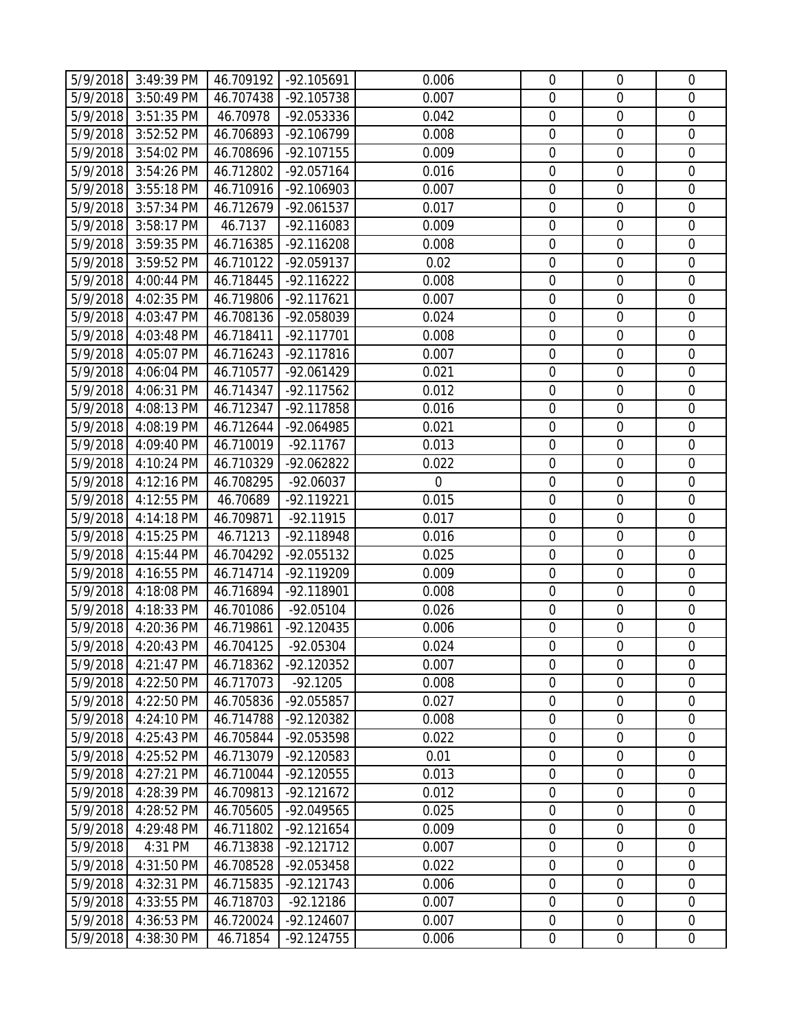| 5/9/2018 | 3:49:39 PM | 46.709192 | -92.105691 | 0.006 | 0 | 0 | 0 |
|---|---|---|---|---|---|---|---|
| 5/9/2018 | 3:50:49 PM | 46.707438 | -92.105738 | 0.007 | 0 | 0 | 0 |
| 5/9/2018 | 3:51:35 PM | 46.70978 | -92.053336 | 0.042 | 0 | 0 | 0 |
| 5/9/2018 | 3:52:52 PM | 46.706893 | -92.106799 | 0.008 | 0 | 0 | 0 |
| 5/9/2018 | 3:54:02 PM | 46.708696 | -92.107155 | 0.009 | 0 | 0 | 0 |
| 5/9/2018 | 3:54:26 PM | 46.712802 | -92.057164 | 0.016 | 0 | 0 | 0 |
| 5/9/2018 | 3:55:18 PM | 46.710916 | -92.106903 | 0.007 | 0 | 0 | 0 |
| 5/9/2018 | 3:57:34 PM | 46.712679 | -92.061537 | 0.017 | 0 | 0 | 0 |
| 5/9/2018 | 3:58:17 PM | 46.7137 | -92.116083 | 0.009 | 0 | 0 | 0 |
| 5/9/2018 | 3:59:35 PM | 46.716385 | -92.116208 | 0.008 | 0 | 0 | 0 |
| 5/9/2018 | 3:59:52 PM | 46.710122 | -92.059137 | 0.02 | 0 | 0 | 0 |
| 5/9/2018 | 4:00:44 PM | 46.718445 | -92.116222 | 0.008 | 0 | 0 | 0 |
| 5/9/2018 | 4:02:35 PM | 46.719806 | -92.117621 | 0.007 | 0 | 0 | 0 |
| 5/9/2018 | 4:03:47 PM | 46.708136 | -92.058039 | 0.024 | 0 | 0 | 0 |
| 5/9/2018 | 4:03:48 PM | 46.718411 | -92.117701 | 0.008 | 0 | 0 | 0 |
| 5/9/2018 | 4:05:07 PM | 46.716243 | -92.117816 | 0.007 | 0 | 0 | 0 |
| 5/9/2018 | 4:06:04 PM | 46.710577 | -92.061429 | 0.021 | 0 | 0 | 0 |
| 5/9/2018 | 4:06:31 PM | 46.714347 | -92.117562 | 0.012 | 0 | 0 | 0 |
| 5/9/2018 | 4:08:13 PM | 46.712347 | -92.117858 | 0.016 | 0 | 0 | 0 |
| 5/9/2018 | 4:08:19 PM | 46.712644 | -92.064985 | 0.021 | 0 | 0 | 0 |
| 5/9/2018 | 4:09:40 PM | 46.710019 | -92.11767 | 0.013 | 0 | 0 | 0 |
| 5/9/2018 | 4:10:24 PM | 46.710329 | -92.062822 | 0.022 | 0 | 0 | 0 |
| 5/9/2018 | 4:12:16 PM | 46.708295 | -92.06037 | 0 | 0 | 0 | 0 |
| 5/9/2018 | 4:12:55 PM | 46.70689 | -92.119221 | 0.015 | 0 | 0 | 0 |
| 5/9/2018 | 4:14:18 PM | 46.709871 | -92.11915 | 0.017 | 0 | 0 | 0 |
| 5/9/2018 | 4:15:25 PM | 46.71213 | -92.118948 | 0.016 | 0 | 0 | 0 |
| 5/9/2018 | 4:15:44 PM | 46.704292 | -92.055132 | 0.025 | 0 | 0 | 0 |
| 5/9/2018 | 4:16:55 PM | 46.714714 | -92.119209 | 0.009 | 0 | 0 | 0 |
| 5/9/2018 | 4:18:08 PM | 46.716894 | -92.118901 | 0.008 | 0 | 0 | 0 |
| 5/9/2018 | 4:18:33 PM | 46.701086 | -92.05104 | 0.026 | 0 | 0 | 0 |
| 5/9/2018 | 4:20:36 PM | 46.719861 | -92.120435 | 0.006 | 0 | 0 | 0 |
| 5/9/2018 | 4:20:43 PM | 46.704125 | -92.05304 | 0.024 | 0 | 0 | 0 |
| 5/9/2018 | 4:21:47 PM | 46.718362 | -92.120352 | 0.007 | 0 | 0 | 0 |
| 5/9/2018 | 4:22:50 PM | 46.717073 | -92.1205 | 0.008 | 0 | 0 | 0 |
| 5/9/2018 | 4:22:50 PM | 46.705836 | -92.055857 | 0.027 | 0 | 0 | 0 |
| 5/9/2018 | 4:24:10 PM | 46.714788 | -92.120382 | 0.008 | 0 | 0 | 0 |
| 5/9/2018 | 4:25:43 PM | 46.705844 | -92.053598 | 0.022 | 0 | 0 | 0 |
| 5/9/2018 | 4:25:52 PM | 46.713079 | -92.120583 | 0.01 | 0 | 0 | 0 |
| 5/9/2018 | 4:27:21 PM | 46.710044 | -92.120555 | 0.013 | 0 | 0 | 0 |
| 5/9/2018 | 4:28:39 PM | 46.709813 | -92.121672 | 0.012 | 0 | 0 | 0 |
| 5/9/2018 | 4:28:52 PM | 46.705605 | -92.049565 | 0.025 | 0 | 0 | 0 |
| 5/9/2018 | 4:29:48 PM | 46.711802 | -92.121654 | 0.009 | 0 | 0 | 0 |
| 5/9/2018 | 4:31 PM | 46.713838 | -92.121712 | 0.007 | 0 | 0 | 0 |
| 5/9/2018 | 4:31:50 PM | 46.708528 | -92.053458 | 0.022 | 0 | 0 | 0 |
| 5/9/2018 | 4:32:31 PM | 46.715835 | -92.121743 | 0.006 | 0 | 0 | 0 |
| 5/9/2018 | 4:33:55 PM | 46.718703 | -92.12186 | 0.007 | 0 | 0 | 0 |
| 5/9/2018 | 4:36:53 PM | 46.720024 | -92.124607 | 0.007 | 0 | 0 | 0 |
| 5/9/2018 | 4:38:30 PM | 46.71854 | -92.124755 | 0.006 | 0 | 0 | 0 |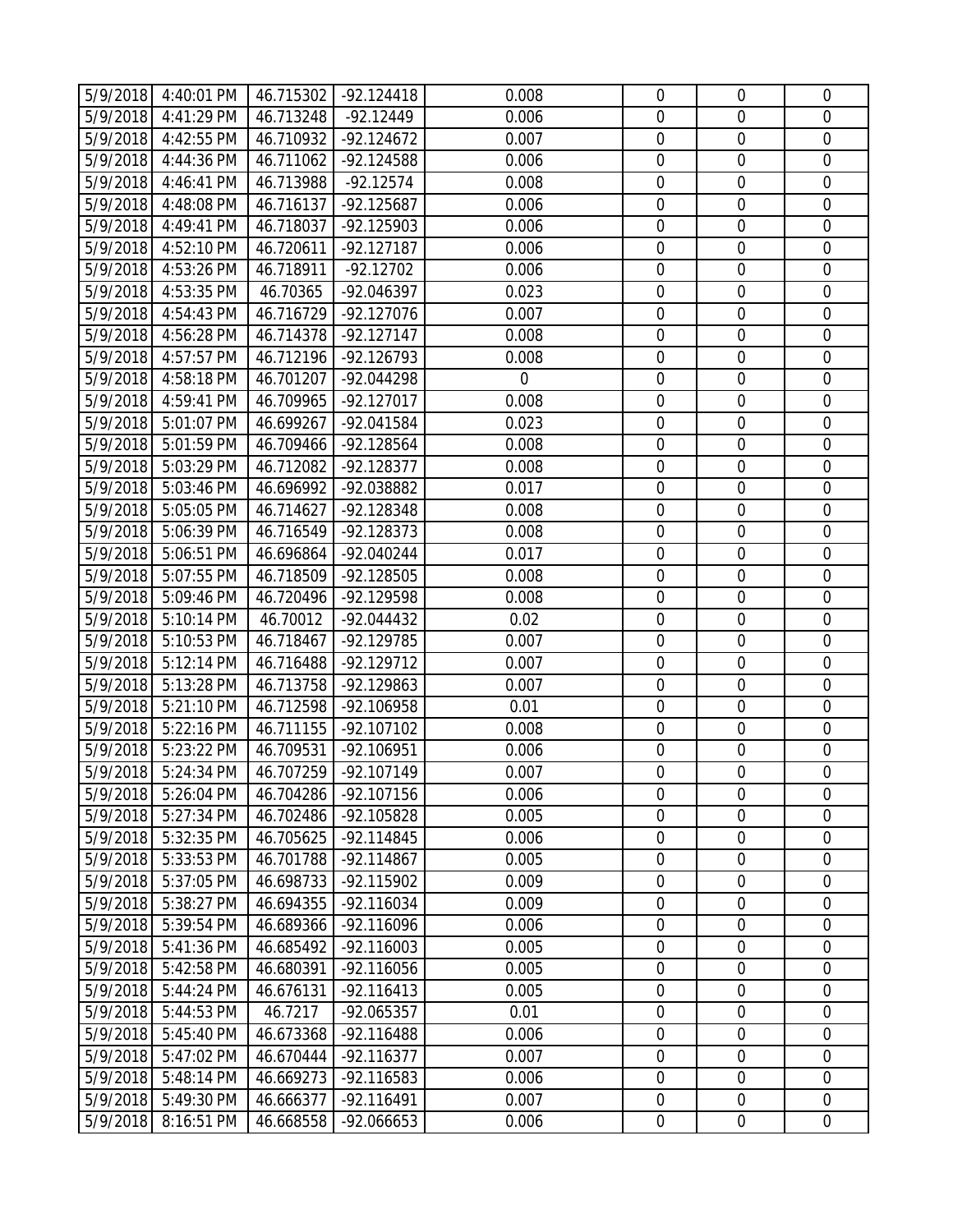| | | | | | | | |
|---|---|---|---|---|---|---|---|
| 5/9/2018 | 4:40:01 PM | 46.715302 | -92.124418 | 0.008 | 0 | 0 | 0 |
| 5/9/2018 | 4:41:29 PM | 46.713248 | -92.12449 | 0.006 | 0 | 0 | 0 |
| 5/9/2018 | 4:42:55 PM | 46.710932 | -92.124672 | 0.007 | 0 | 0 | 0 |
| 5/9/2018 | 4:44:36 PM | 46.711062 | -92.124588 | 0.006 | 0 | 0 | 0 |
| 5/9/2018 | 4:46:41 PM | 46.713988 | -92.12574 | 0.008 | 0 | 0 | 0 |
| 5/9/2018 | 4:48:08 PM | 46.716137 | -92.125687 | 0.006 | 0 | 0 | 0 |
| 5/9/2018 | 4:49:41 PM | 46.718037 | -92.125903 | 0.006 | 0 | 0 | 0 |
| 5/9/2018 | 4:52:10 PM | 46.720611 | -92.127187 | 0.006 | 0 | 0 | 0 |
| 5/9/2018 | 4:53:26 PM | 46.718911 | -92.12702 | 0.006 | 0 | 0 | 0 |
| 5/9/2018 | 4:53:35 PM | 46.70365 | -92.046397 | 0.023 | 0 | 0 | 0 |
| 5/9/2018 | 4:54:43 PM | 46.716729 | -92.127076 | 0.007 | 0 | 0 | 0 |
| 5/9/2018 | 4:56:28 PM | 46.714378 | -92.127147 | 0.008 | 0 | 0 | 0 |
| 5/9/2018 | 4:57:57 PM | 46.712196 | -92.126793 | 0.008 | 0 | 0 | 0 |
| 5/9/2018 | 4:58:18 PM | 46.701207 | -92.044298 | 0 | 0 | 0 | 0 |
| 5/9/2018 | 4:59:41 PM | 46.709965 | -92.127017 | 0.008 | 0 | 0 | 0 |
| 5/9/2018 | 5:01:07 PM | 46.699267 | -92.041584 | 0.023 | 0 | 0 | 0 |
| 5/9/2018 | 5:01:59 PM | 46.709466 | -92.128564 | 0.008 | 0 | 0 | 0 |
| 5/9/2018 | 5:03:29 PM | 46.712082 | -92.128377 | 0.008 | 0 | 0 | 0 |
| 5/9/2018 | 5:03:46 PM | 46.696992 | -92.038882 | 0.017 | 0 | 0 | 0 |
| 5/9/2018 | 5:05:05 PM | 46.714627 | -92.128348 | 0.008 | 0 | 0 | 0 |
| 5/9/2018 | 5:06:39 PM | 46.716549 | -92.128373 | 0.008 | 0 | 0 | 0 |
| 5/9/2018 | 5:06:51 PM | 46.696864 | -92.040244 | 0.017 | 0 | 0 | 0 |
| 5/9/2018 | 5:07:55 PM | 46.718509 | -92.128505 | 0.008 | 0 | 0 | 0 |
| 5/9/2018 | 5:09:46 PM | 46.720496 | -92.129598 | 0.008 | 0 | 0 | 0 |
| 5/9/2018 | 5:10:14 PM | 46.70012 | -92.044432 | 0.02 | 0 | 0 | 0 |
| 5/9/2018 | 5:10:53 PM | 46.718467 | -92.129785 | 0.007 | 0 | 0 | 0 |
| 5/9/2018 | 5:12:14 PM | 46.716488 | -92.129712 | 0.007 | 0 | 0 | 0 |
| 5/9/2018 | 5:13:28 PM | 46.713758 | -92.129863 | 0.007 | 0 | 0 | 0 |
| 5/9/2018 | 5:21:10 PM | 46.712598 | -92.106958 | 0.01 | 0 | 0 | 0 |
| 5/9/2018 | 5:22:16 PM | 46.711155 | -92.107102 | 0.008 | 0 | 0 | 0 |
| 5/9/2018 | 5:23:22 PM | 46.709531 | -92.106951 | 0.006 | 0 | 0 | 0 |
| 5/9/2018 | 5:24:34 PM | 46.707259 | -92.107149 | 0.007 | 0 | 0 | 0 |
| 5/9/2018 | 5:26:04 PM | 46.704286 | -92.107156 | 0.006 | 0 | 0 | 0 |
| 5/9/2018 | 5:27:34 PM | 46.702486 | -92.105828 | 0.005 | 0 | 0 | 0 |
| 5/9/2018 | 5:32:35 PM | 46.705625 | -92.114845 | 0.006 | 0 | 0 | 0 |
| 5/9/2018 | 5:33:53 PM | 46.701788 | -92.114867 | 0.005 | 0 | 0 | 0 |
| 5/9/2018 | 5:37:05 PM | 46.698733 | -92.115902 | 0.009 | 0 | 0 | 0 |
| 5/9/2018 | 5:38:27 PM | 46.694355 | -92.116034 | 0.009 | 0 | 0 | 0 |
| 5/9/2018 | 5:39:54 PM | 46.689366 | -92.116096 | 0.006 | 0 | 0 | 0 |
| 5/9/2018 | 5:41:36 PM | 46.685492 | -92.116003 | 0.005 | 0 | 0 | 0 |
| 5/9/2018 | 5:42:58 PM | 46.680391 | -92.116056 | 0.005 | 0 | 0 | 0 |
| 5/9/2018 | 5:44:24 PM | 46.676131 | -92.116413 | 0.005 | 0 | 0 | 0 |
| 5/9/2018 | 5:44:53 PM | 46.7217 | -92.065357 | 0.01 | 0 | 0 | 0 |
| 5/9/2018 | 5:45:40 PM | 46.673368 | -92.116488 | 0.006 | 0 | 0 | 0 |
| 5/9/2018 | 5:47:02 PM | 46.670444 | -92.116377 | 0.007 | 0 | 0 | 0 |
| 5/9/2018 | 5:48:14 PM | 46.669273 | -92.116583 | 0.006 | 0 | 0 | 0 |
| 5/9/2018 | 5:49:30 PM | 46.666377 | -92.116491 | 0.007 | 0 | 0 | 0 |
| 5/9/2018 | 8:16:51 PM | 46.668558 | -92.066653 | 0.006 | 0 | 0 | 0 |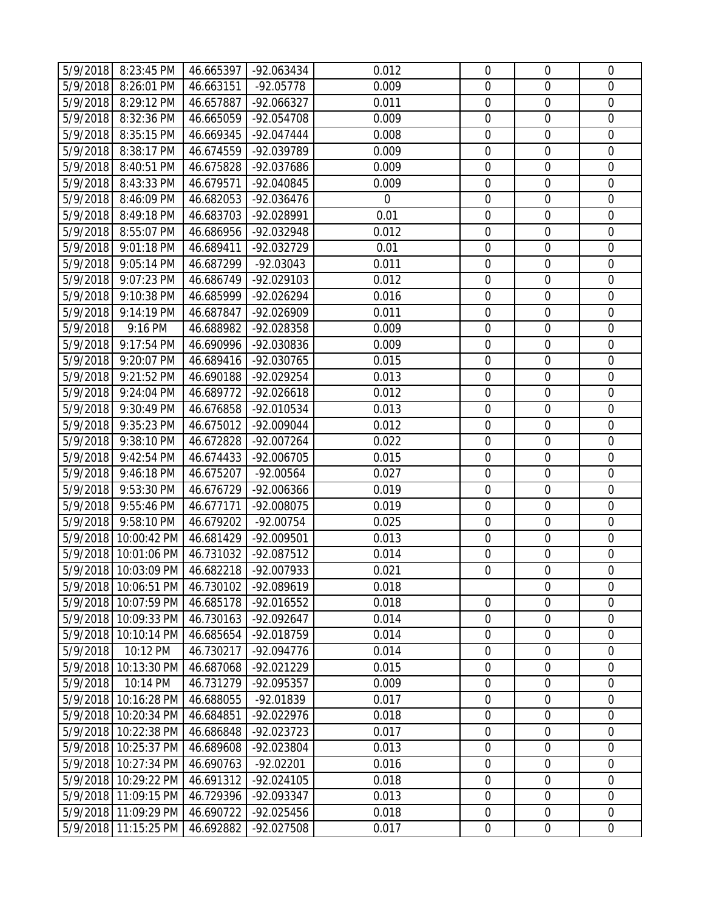| 5/9/2018 | 8:23:45 PM | 46.665397 | -92.063434 | 0.012 | 0 | 0 | 0 |
|---|---|---|---|---|---|---|---|
| 5/9/2018 | 8:26:01 PM | 46.663151 | -92.05778 | 0.009 | 0 | 0 | 0 |
| 5/9/2018 | 8:29:12 PM | 46.657887 | -92.066327 | 0.011 | 0 | 0 | 0 |
| 5/9/2018 | 8:32:36 PM | 46.665059 | -92.054708 | 0.009 | 0 | 0 | 0 |
| 5/9/2018 | 8:35:15 PM | 46.669345 | -92.047444 | 0.008 | 0 | 0 | 0 |
| 5/9/2018 | 8:38:17 PM | 46.674559 | -92.039789 | 0.009 | 0 | 0 | 0 |
| 5/9/2018 | 8:40:51 PM | 46.675828 | -92.037686 | 0.009 | 0 | 0 | 0 |
| 5/9/2018 | 8:43:33 PM | 46.679571 | -92.040845 | 0.009 | 0 | 0 | 0 |
| 5/9/2018 | 8:46:09 PM | 46.682053 | -92.036476 | 0 | 0 | 0 | 0 |
| 5/9/2018 | 8:49:18 PM | 46.683703 | -92.028991 | 0.01 | 0 | 0 | 0 |
| 5/9/2018 | 8:55:07 PM | 46.686956 | -92.032948 | 0.012 | 0 | 0 | 0 |
| 5/9/2018 | 9:01:18 PM | 46.689411 | -92.032729 | 0.01 | 0 | 0 | 0 |
| 5/9/2018 | 9:05:14 PM | 46.687299 | -92.03043 | 0.011 | 0 | 0 | 0 |
| 5/9/2018 | 9:07:23 PM | 46.686749 | -92.029103 | 0.012 | 0 | 0 | 0 |
| 5/9/2018 | 9:10:38 PM | 46.685999 | -92.026294 | 0.016 | 0 | 0 | 0 |
| 5/9/2018 | 9:14:19 PM | 46.687847 | -92.026909 | 0.011 | 0 | 0 | 0 |
| 5/9/2018 | 9:16 PM | 46.688982 | -92.028358 | 0.009 | 0 | 0 | 0 |
| 5/9/2018 | 9:17:54 PM | 46.690996 | -92.030836 | 0.009 | 0 | 0 | 0 |
| 5/9/2018 | 9:20:07 PM | 46.689416 | -92.030765 | 0.015 | 0 | 0 | 0 |
| 5/9/2018 | 9:21:52 PM | 46.690188 | -92.029254 | 0.013 | 0 | 0 | 0 |
| 5/9/2018 | 9:24:04 PM | 46.689772 | -92.026618 | 0.012 | 0 | 0 | 0 |
| 5/9/2018 | 9:30:49 PM | 46.676858 | -92.010534 | 0.013 | 0 | 0 | 0 |
| 5/9/2018 | 9:35:23 PM | 46.675012 | -92.009044 | 0.012 | 0 | 0 | 0 |
| 5/9/2018 | 9:38:10 PM | 46.672828 | -92.007264 | 0.022 | 0 | 0 | 0 |
| 5/9/2018 | 9:42:54 PM | 46.674433 | -92.006705 | 0.015 | 0 | 0 | 0 |
| 5/9/2018 | 9:46:18 PM | 46.675207 | -92.00564 | 0.027 | 0 | 0 | 0 |
| 5/9/2018 | 9:53:30 PM | 46.676729 | -92.006366 | 0.019 | 0 | 0 | 0 |
| 5/9/2018 | 9:55:46 PM | 46.677171 | -92.008075 | 0.019 | 0 | 0 | 0 |
| 5/9/2018 | 9:58:10 PM | 46.679202 | -92.00754 | 0.025 | 0 | 0 | 0 |
| 5/9/2018 | 10:00:42 PM | 46.681429 | -92.009501 | 0.013 | 0 | 0 | 0 |
| 5/9/2018 | 10:01:06 PM | 46.731032 | -92.087512 | 0.014 | 0 | 0 | 0 |
| 5/9/2018 | 10:03:09 PM | 46.682218 | -92.007933 | 0.021 | 0 | 0 | 0 |
| 5/9/2018 | 10:06:51 PM | 46.730102 | -92.089619 | 0.018 | | 0 | 0 |
| 5/9/2018 | 10:07:59 PM | 46.685178 | -92.016552 | 0.018 | 0 | 0 | 0 |
| 5/9/2018 | 10:09:33 PM | 46.730163 | -92.092647 | 0.014 | 0 | 0 | 0 |
| 5/9/2018 | 10:10:14 PM | 46.685654 | -92.018759 | 0.014 | 0 | 0 | 0 |
| 5/9/2018 | 10:12 PM | 46.730217 | -92.094776 | 0.014 | 0 | 0 | 0 |
| 5/9/2018 | 10:13:30 PM | 46.687068 | -92.021229 | 0.015 | 0 | 0 | 0 |
| 5/9/2018 | 10:14 PM | 46.731279 | -92.095357 | 0.009 | 0 | 0 | 0 |
| 5/9/2018 | 10:16:28 PM | 46.688055 | -92.01839 | 0.017 | 0 | 0 | 0 |
| 5/9/2018 | 10:20:34 PM | 46.684851 | -92.022976 | 0.018 | 0 | 0 | 0 |
| 5/9/2018 | 10:22:38 PM | 46.686848 | -92.023723 | 0.017 | 0 | 0 | 0 |
| 5/9/2018 | 10:25:37 PM | 46.689608 | -92.023804 | 0.013 | 0 | 0 | 0 |
| 5/9/2018 | 10:27:34 PM | 46.690763 | -92.02201 | 0.016 | 0 | 0 | 0 |
| 5/9/2018 | 10:29:22 PM | 46.691312 | -92.024105 | 0.018 | 0 | 0 | 0 |
| 5/9/2018 | 11:09:15 PM | 46.729396 | -92.093347 | 0.013 | 0 | 0 | 0 |
| 5/9/2018 | 11:09:29 PM | 46.690722 | -92.025456 | 0.018 | 0 | 0 | 0 |
| 5/9/2018 | 11:15:25 PM | 46.692882 | -92.027508 | 0.017 | 0 | 0 | 0 |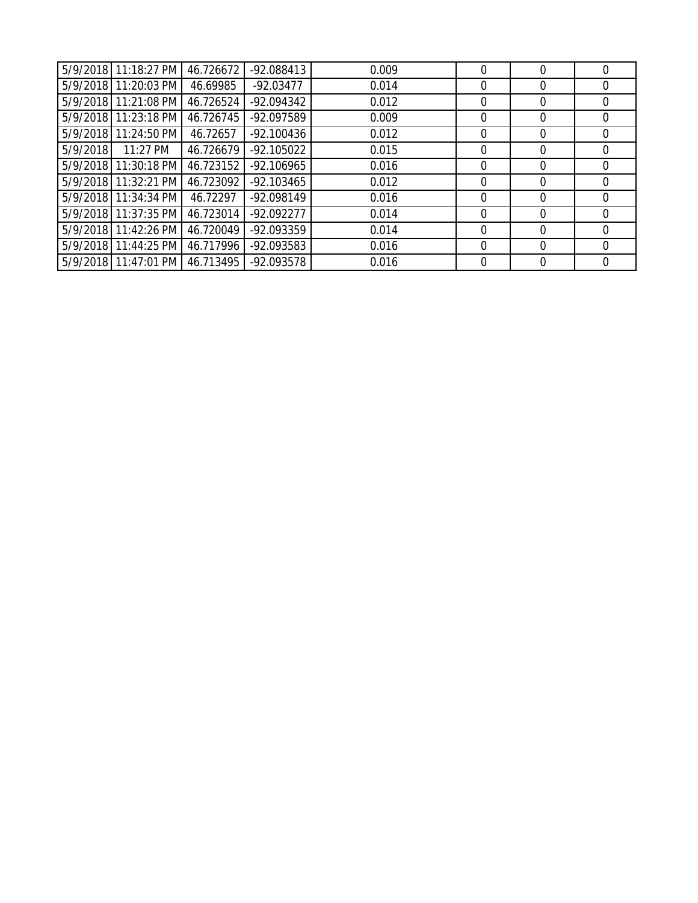| | | | | | | | |
|---|---|---|---|---|---|---|---|
| 5/9/2018 | 11:18:27 PM | 46.726672 | -92.088413 | 0.009 | 0 | 0 | 0 |
| 5/9/2018 | 11:20:03 PM | 46.69985 | -92.03477 | 0.014 | 0 | 0 | 0 |
| 5/9/2018 | 11:21:08 PM | 46.726524 | -92.094342 | 0.012 | 0 | 0 | 0 |
| 5/9/2018 | 11:23:18 PM | 46.726745 | -92.097589 | 0.009 | 0 | 0 | 0 |
| 5/9/2018 | 11:24:50 PM | 46.72657 | -92.100436 | 0.012 | 0 | 0 | 0 |
| 5/9/2018 | 11:27 PM | 46.726679 | -92.105022 | 0.015 | 0 | 0 | 0 |
| 5/9/2018 | 11:30:18 PM | 46.723152 | -92.106965 | 0.016 | 0 | 0 | 0 |
| 5/9/2018 | 11:32:21 PM | 46.723092 | -92.103465 | 0.012 | 0 | 0 | 0 |
| 5/9/2018 | 11:34:34 PM | 46.72297 | -92.098149 | 0.016 | 0 | 0 | 0 |
| 5/9/2018 | 11:37:35 PM | 46.723014 | -92.092277 | 0.014 | 0 | 0 | 0 |
| 5/9/2018 | 11:42:26 PM | 46.720049 | -92.093359 | 0.014 | 0 | 0 | 0 |
| 5/9/2018 | 11:44:25 PM | 46.717996 | -92.093583 | 0.016 | 0 | 0 | 0 |
| 5/9/2018 | 11:47:01 PM | 46.713495 | -92.093578 | 0.016 | 0 | 0 | 0 |